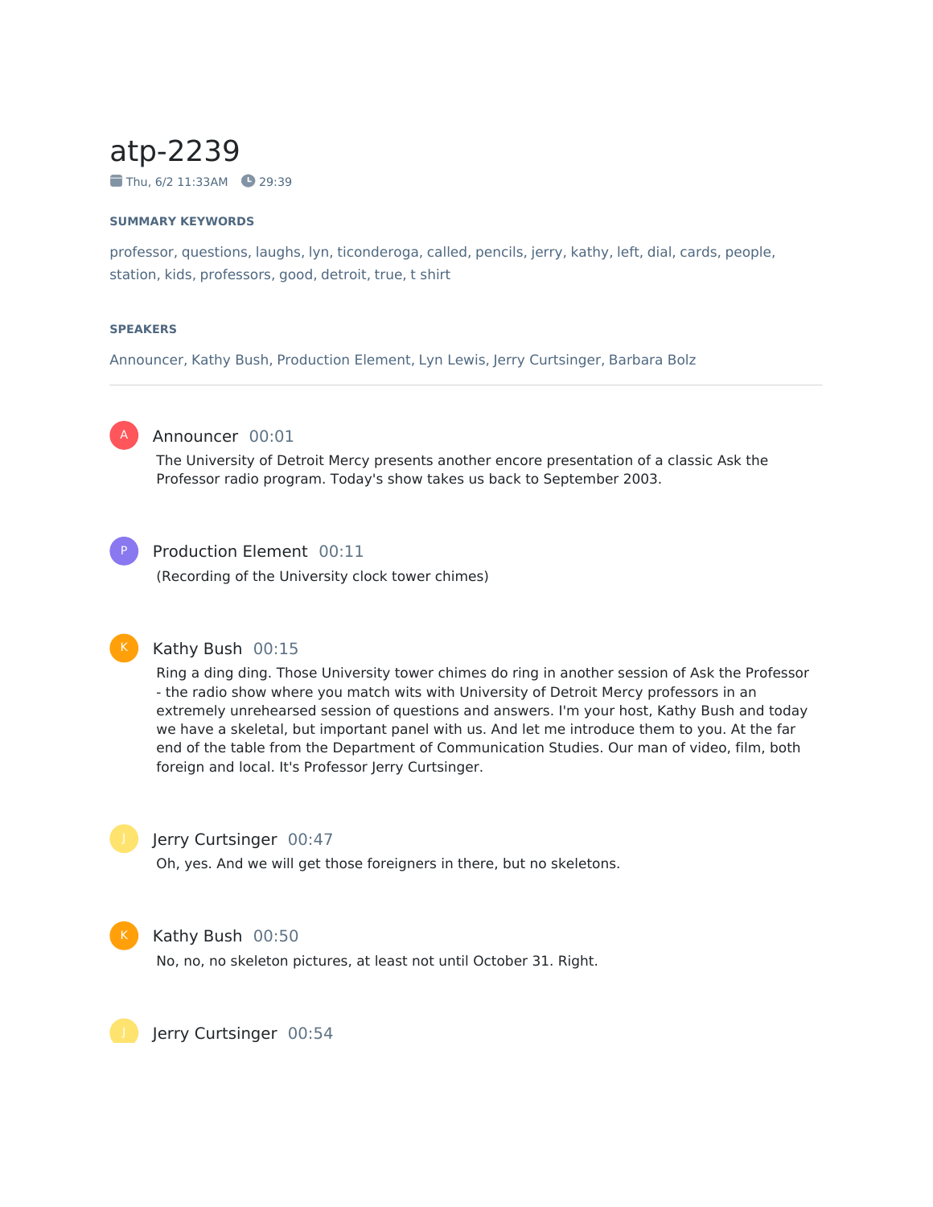# atp-2239

Thu, 6/2 11:33AM 29:39

### SUMMARY KEYWORDS

professor, questions, laughs, lyn, ticonderoga, called, pencils, jerry, kathy, left, dial, cards, people, station, kids, professors, good, detroit, true, t shirt

### SPEAKERS

Announcer, Kathy Bush, Production Element, Lyn Lewis, Jerry Curtsinger, Barbara Bolz

---

**Announcer** 00:01

The University of Detroit Mercy presents another encore presentation of a classic Ask the Professor radio program. Today's show takes us back to September 2003.

**Production Element** 00:11

(Recording of the University clock tower chimes)

**Kathy Bush** 00:15

Ring a ding ding. Those University tower chimes do ring in another session of Ask the Professor - the radio show where you match wits with University of Detroit Mercy professors in an extremely unrehearsed session of questions and answers. I'm your host, Kathy Bush and today we have a skeletal, but important panel with us. And let me introduce them to you. At the far end of the table from the Department of Communication Studies. Our man of video, film, both foreign and local. It's Professor Jerry Curtsinger.

**Jerry Curtsinger** 00:47

Oh, yes. And we will get those foreigners in there, but no skeletons.

**Kathy Bush** 00:50

No, no, no skeleton pictures, at least not until October 31. Right.

**Jerry Curtsinger** 00:54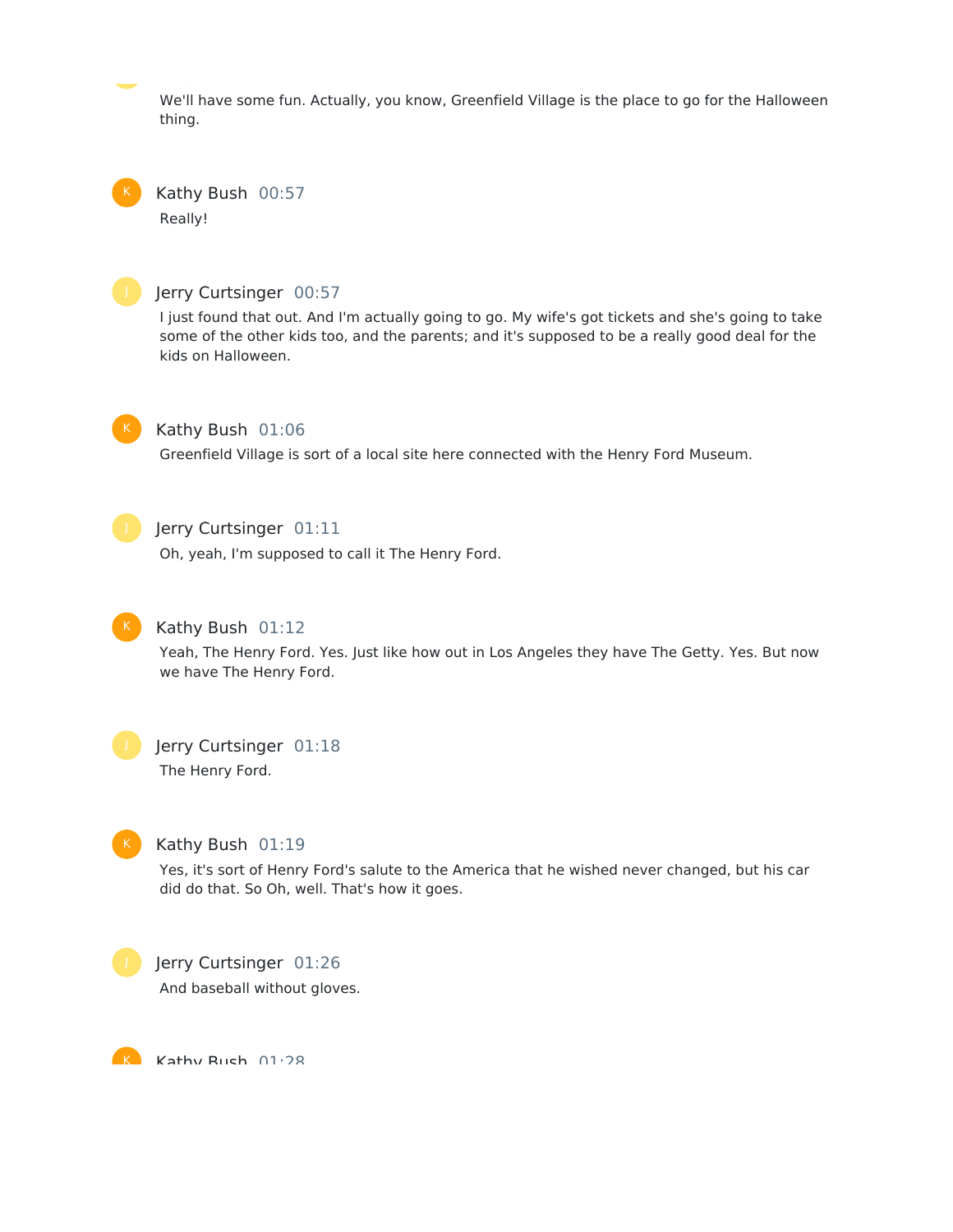We'll have some fun. Actually, you know, Greenfield Village is the place to go for the Halloween thing.

**Kathy Bush** 00:57

Really!

**Jerry Curtsinger** 00:57

I just found that out. And I'm actually going to go. My wife's got tickets and she's going to take some of the other kids too, and the parents; and it's supposed to be a really good deal for the kids on Halloween.

**Kathy Bush** 01:06

Greenfield Village is sort of a local site here connected with the Henry Ford Museum.

**Jerry Curtsinger** 01:11

Oh, yeah, I'm supposed to call it The Henry Ford.

**Kathy Bush** 01:12

Yeah, The Henry Ford. Yes. Just like how out in Los Angeles they have The Getty. Yes. But now we have The Henry Ford.

**Jerry Curtsinger** 01:18

The Henry Ford.

**Kathy Bush** 01:19

Yes, it's sort of Henry Ford's salute to the America that he wished never changed, but his car did do that. So Oh, well. That's how it goes.

**Jerry Curtsinger** 01:26

And baseball without gloves.

**Kathy Bush** 01:28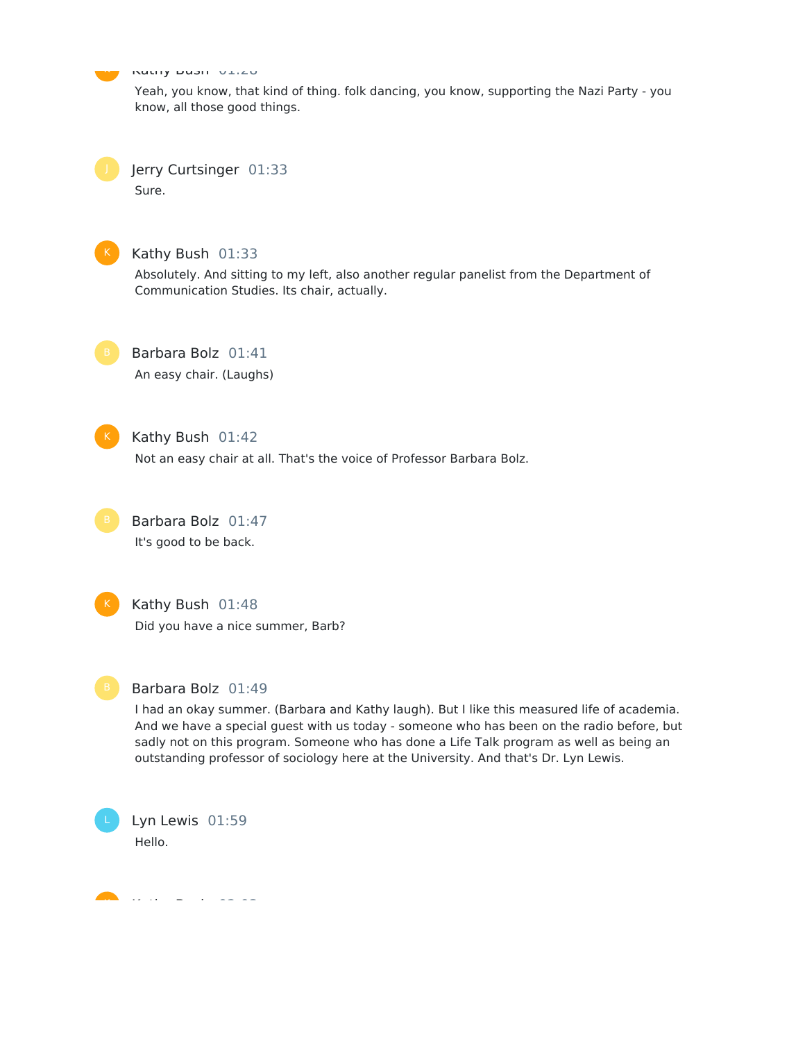Yeah, you know, that kind of thing. folk dancing, you know, supporting the Nazi Party - you know, all those good things.

**Jerry Curtsinger** 01:33

Sure.

**Kathy Bush** 01:33

Absolutely. And sitting to my left, also another regular panelist from the Department of Communication Studies. Its chair, actually.

**Barbara Bolz** 01:41

An easy chair. (Laughs)

**Kathy Bush** 01:42

Not an easy chair at all. That's the voice of Professor Barbara Bolz.

**Barbara Bolz** 01:47

It's good to be back.

**Kathy Bush** 01:48

Did you have a nice summer, Barb?

**Barbara Bolz** 01:49

I had an okay summer. (Barbara and Kathy laugh). But I like this measured life of academia. And we have a special guest with us today - someone who has been on the radio before, but sadly not on this program. Someone who has done a Life Talk program as well as being an outstanding professor of sociology here at the University. And that's Dr. Lyn Lewis.

**Lyn Lewis** 01:59

Hello.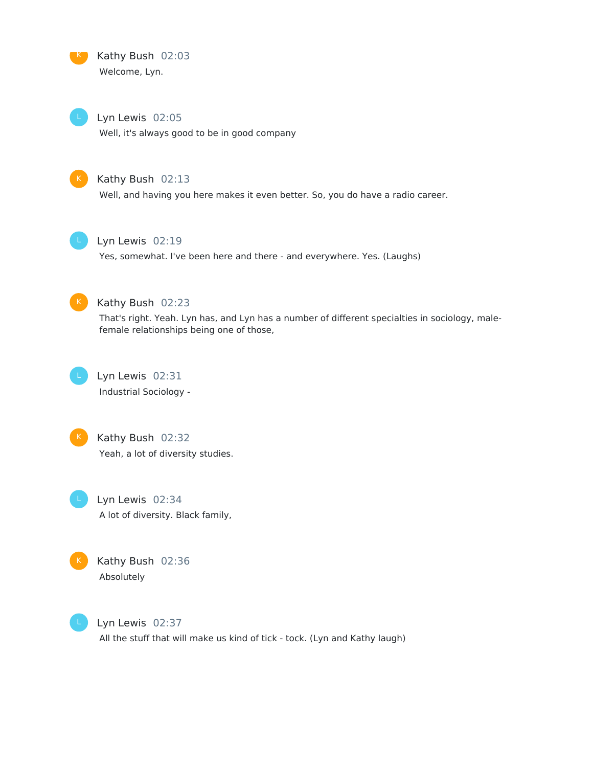**Kathy Bush** 02:03

Welcome, Lyn.

**Lyn Lewis** 02:05

Well, it's always good to be in good company

**Kathy Bush** 02:13

Well, and having you here makes it even better. So, you do have a radio career.

**Lyn Lewis** 02:19

Yes, somewhat. I've been here and there - and everywhere. Yes. (Laughs)

**Kathy Bush** 02:23

That's right. Yeah. Lyn has, and Lyn has a number of different specialties in sociology, male-female relationships being one of those,

**Lyn Lewis** 02:31

Industrial Sociology -

**Kathy Bush** 02:32

Yeah, a lot of diversity studies.

**Lyn Lewis** 02:34

A lot of diversity. Black family,

**Kathy Bush** 02:36

Absolutely

**Lyn Lewis** 02:37

All the stuff that will make us kind of tick - tock. (Lyn and Kathy laugh)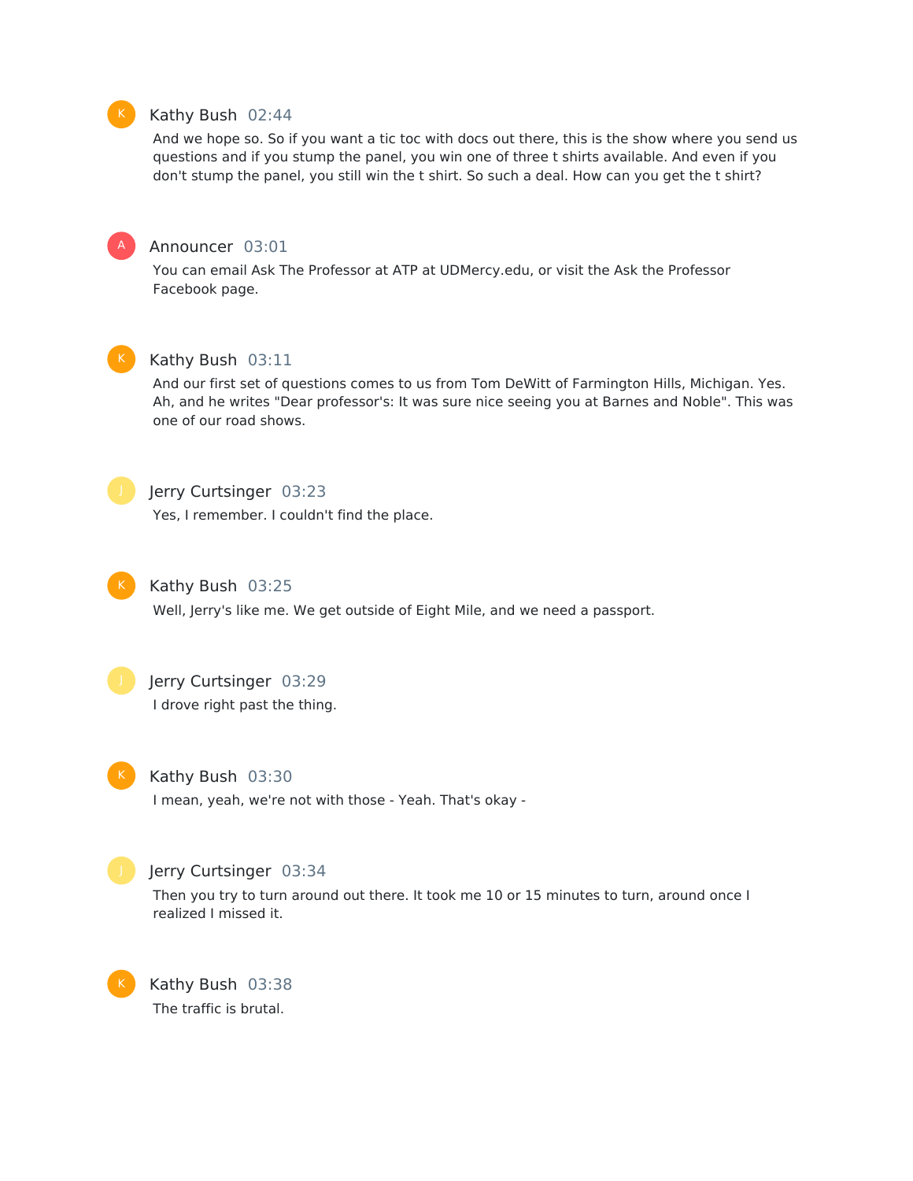**Kathy Bush** 02:44

And we hope so. So if you want a tic toc with docs out there, this is the show where you send us questions and if you stump the panel, you win one of three t shirts available. And even if you don't stump the panel, you still win the t shirt. So such a deal. How can you get the t shirt?

**Announcer** 03:01

You can email Ask The Professor at ATP at UDMercy.edu, or visit the Ask the Professor Facebook page.

**Kathy Bush** 03:11

And our first set of questions comes to us from Tom DeWitt of Farmington Hills, Michigan. Yes. Ah, and he writes "Dear professor's: It was sure nice seeing you at Barnes and Noble". This was one of our road shows.

**Jerry Curtsinger** 03:23

Yes, I remember. I couldn't find the place.

**Kathy Bush** 03:25

Well, Jerry's like me. We get outside of Eight Mile, and we need a passport.

**Jerry Curtsinger** 03:29

I drove right past the thing.

**Kathy Bush** 03:30

I mean, yeah, we're not with those - Yeah. That's okay -

**Jerry Curtsinger** 03:34

Then you try to turn around out there. It took me 10 or 15 minutes to turn, around once I realized I missed it.

**Kathy Bush** 03:38

The traffic is brutal.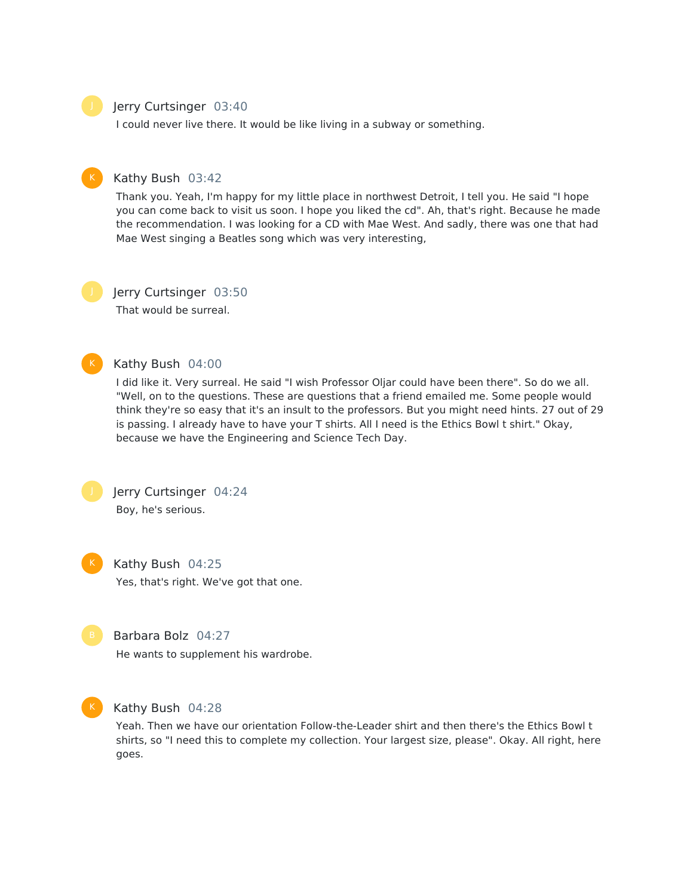Jerry Curtsinger 03:40

I could never live there. It would be like living in a subway or something.

Kathy Bush 03:42

Thank you. Yeah, I'm happy for my little place in northwest Detroit, I tell you. He said "I hope you can come back to visit us soon. I hope you liked the cd". Ah, that's right. Because he made the recommendation. I was looking for a CD with Mae West. And sadly, there was one that had Mae West singing a Beatles song which was very interesting,

Jerry Curtsinger 03:50

That would be surreal.

Kathy Bush 04:00

I did like it. Very surreal. He said "I wish Professor Oljar could have been there". So do we all. "Well, on to the questions. These are questions that a friend emailed me. Some people would think they're so easy that it's an insult to the professors. But you might need hints. 27 out of 29 is passing. I already have to have your T shirts. All I need is the Ethics Bowl t shirt." Okay, because we have the Engineering and Science Tech Day.

Jerry Curtsinger 04:24

Boy, he's serious.

Kathy Bush 04:25

Yes, that's right. We've got that one.

Barbara Bolz 04:27

He wants to supplement his wardrobe.

Kathy Bush 04:28

Yeah. Then we have our orientation Follow-the-Leader shirt and then there's the Ethics Bowl t shirts, so "I need this to complete my collection. Your largest size, please". Okay. All right, here goes.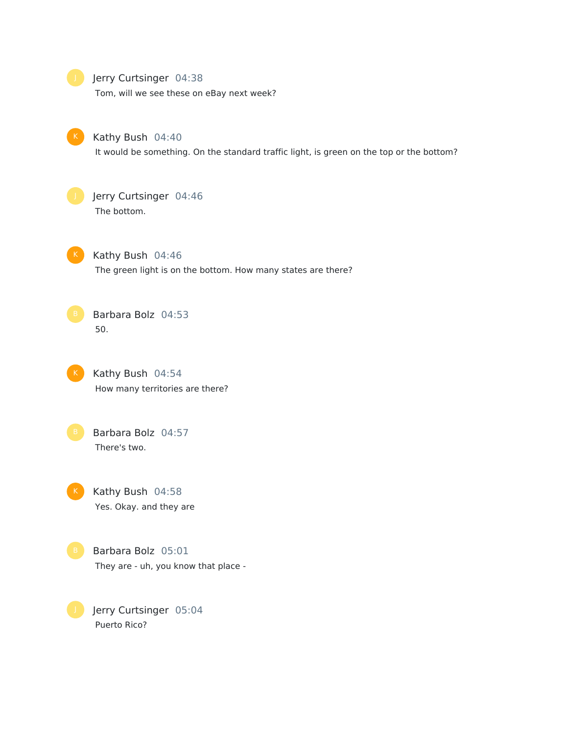Jerry Curtsinger 04:38
Tom, will we see these on eBay next week?

Kathy Bush 04:40
It would be something. On the standard traffic light, is green on the top or the bottom?

Jerry Curtsinger 04:46
The bottom.

Kathy Bush 04:46
The green light is on the bottom. How many states are there?

Barbara Bolz 04:53
50.

Kathy Bush 04:54
How many territories are there?

Barbara Bolz 04:57
There's two.

Kathy Bush 04:58
Yes. Okay. and they are

Barbara Bolz 05:01
They are - uh, you know that place -

Jerry Curtsinger 05:04
Puerto Rico?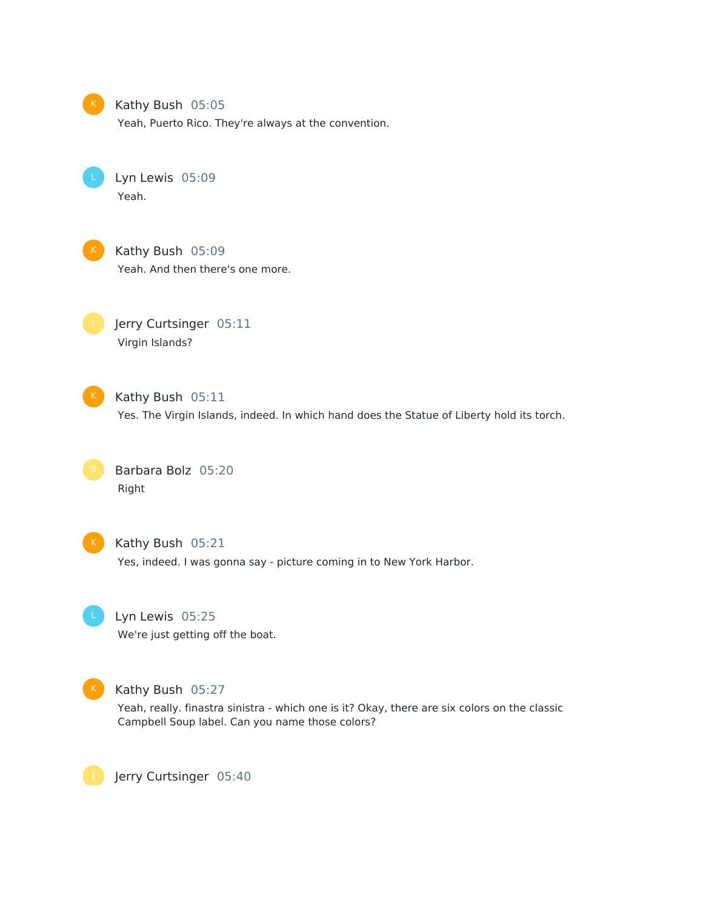Kathy Bush 05:05
Yeah, Puerto Rico. They're always at the convention.

Lyn Lewis 05:09
Yeah.

Kathy Bush 05:09
Yeah. And then there's one more.

Jerry Curtsinger 05:11
Virgin Islands?

Kathy Bush 05:11
Yes. The Virgin Islands, indeed. In which hand does the Statue of Liberty hold its torch.

Barbara Bolz 05:20
Right

Kathy Bush 05:21
Yes, indeed. I was gonna say - picture coming in to New York Harbor.

Lyn Lewis 05:25
We're just getting off the boat.

Kathy Bush 05:27
Yeah, really. finastra sinistra - which one is it? Okay, there are six colors on the classic Campbell Soup label. Can you name those colors?

Jerry Curtsinger 05:40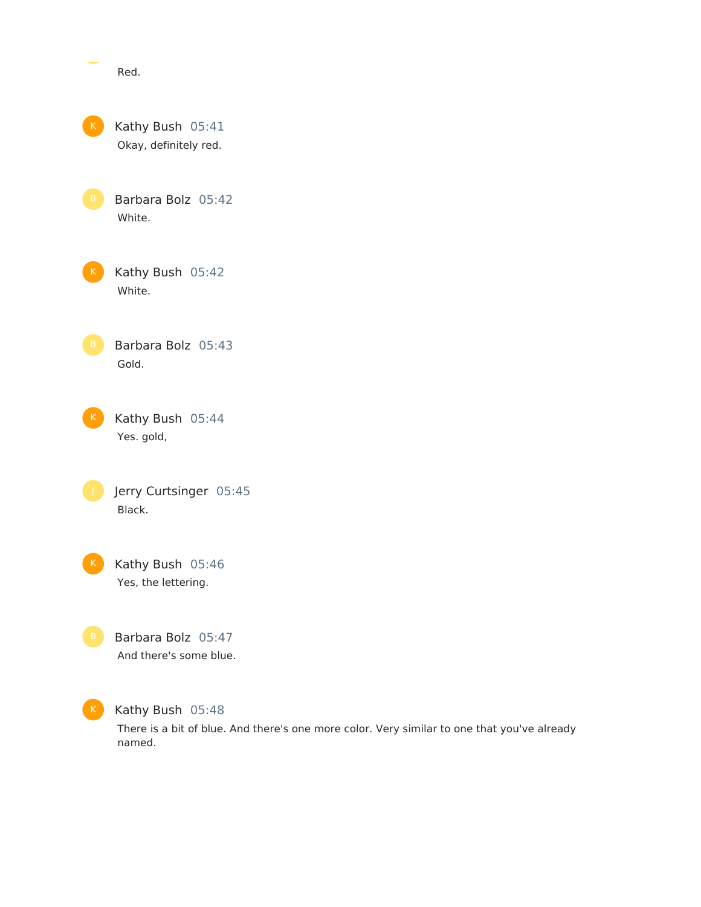Red.

Kathy Bush 05:41
Okay, definitely red.

Barbara Bolz 05:42
White.

Kathy Bush 05:42
White.

Barbara Bolz 05:43
Gold.

Kathy Bush 05:44
Yes. gold,

Jerry Curtsinger 05:45
Black.

Kathy Bush 05:46
Yes, the lettering.

Barbara Bolz 05:47
And there's some blue.

Kathy Bush 05:48
There is a bit of blue. And there's one more color. Very similar to one that you've already named.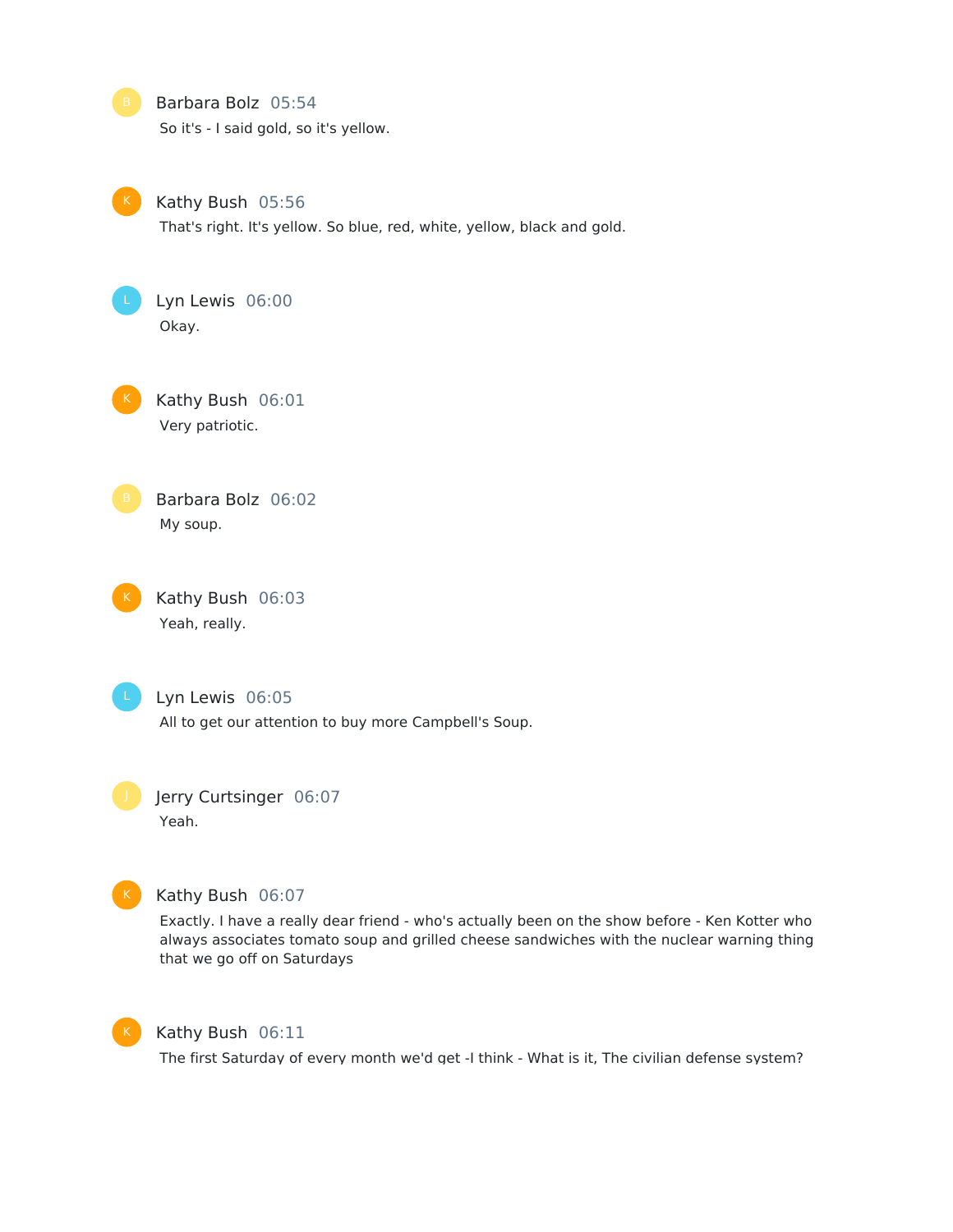Barbara Bolz 05:54
So it's - I said gold, so it's yellow.

Kathy Bush 05:56
That's right. It's yellow. So blue, red, white, yellow, black and gold.

Lyn Lewis 06:00
Okay.

Kathy Bush 06:01
Very patriotic.

Barbara Bolz 06:02
My soup.

Kathy Bush 06:03
Yeah, really.

Lyn Lewis 06:05
All to get our attention to buy more Campbell's Soup.

Jerry Curtsinger 06:07
Yeah.

Kathy Bush 06:07
Exactly. I have a really dear friend - who's actually been on the show before - Ken Kotter who always associates tomato soup and grilled cheese sandwiches with the nuclear warning thing that we go off on Saturdays

Kathy Bush 06:11
The first Saturday of every month we'd get -I think - What is it, The civilian defense system?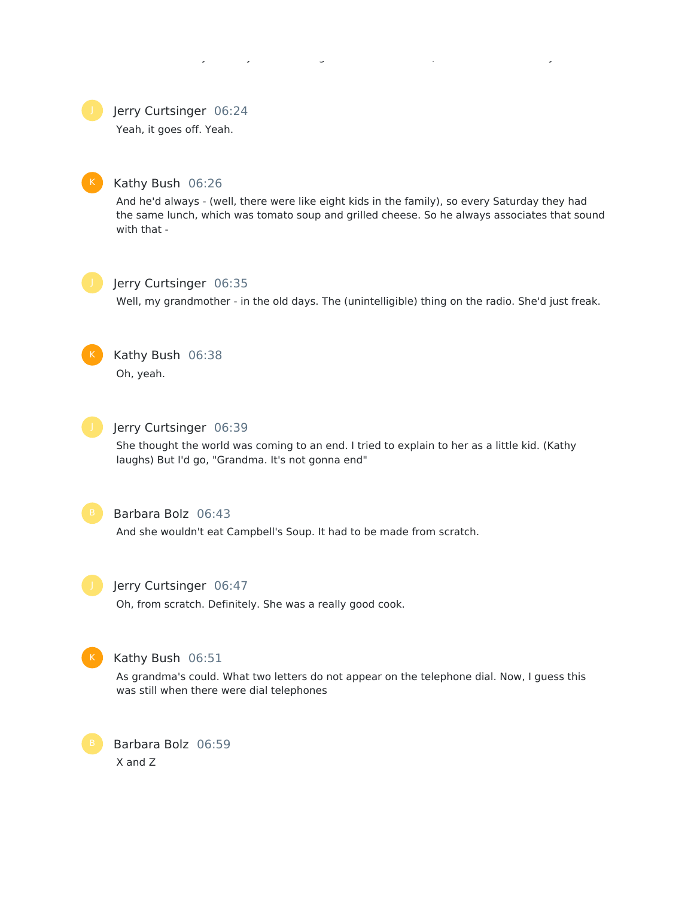**Jerry Curtsinger** 06:24

Yeah, it goes off. Yeah.

**Kathy Bush** 06:26

And he'd always - (well, there were like eight kids in the family), so every Saturday they had the same lunch, which was tomato soup and grilled cheese. So he always associates that sound with that -

**Jerry Curtsinger** 06:35

Well, my grandmother - in the old days. The (unintelligible) thing on the radio. She'd just freak.

**Kathy Bush** 06:38

Oh, yeah.

**Jerry Curtsinger** 06:39

She thought the world was coming to an end. I tried to explain to her as a little kid. (Kathy laughs) But I'd go, "Grandma. It's not gonna end"

**Barbara Bolz** 06:43

And she wouldn't eat Campbell's Soup. It had to be made from scratch.

**Jerry Curtsinger** 06:47

Oh, from scratch. Definitely. She was a really good cook.

**Kathy Bush** 06:51

As grandma's could. What two letters do not appear on the telephone dial. Now, I guess this was still when there were dial telephones

**Barbara Bolz** 06:59

X and Z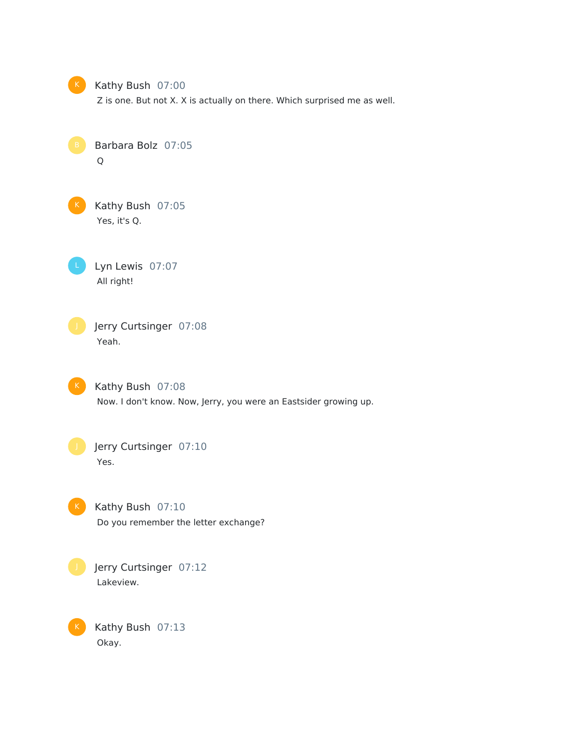Kathy Bush 07:00
Z is one. But not X. X is actually on there. Which surprised me as well.

Barbara Bolz 07:05
Q

Kathy Bush 07:05
Yes, it's Q.

Lyn Lewis 07:07
All right!

Jerry Curtsinger 07:08
Yeah.

Kathy Bush 07:08
Now. I don't know. Now, Jerry, you were an Eastsider growing up.

Jerry Curtsinger 07:10
Yes.

Kathy Bush 07:10
Do you remember the letter exchange?

Jerry Curtsinger 07:12
Lakeview.

Kathy Bush 07:13
Okay.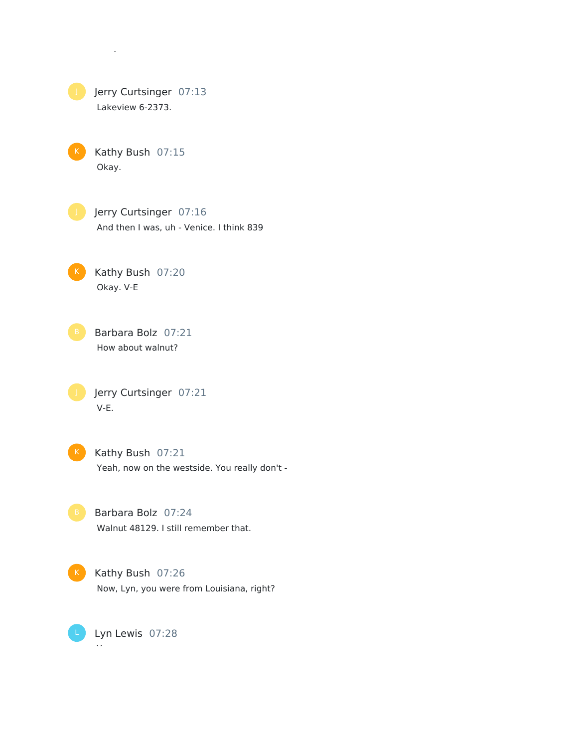**Jerry Curtsinger** 07:13
Lakeview 6-2373.

**Kathy Bush** 07:15
Okay.

**Jerry Curtsinger** 07:16
And then I was, uh - Venice. I think 839

**Kathy Bush** 07:20
Okay. V-E

**Barbara Bolz** 07:21
How about walnut?

**Jerry Curtsinger** 07:21
V-E.

**Kathy Bush** 07:21
Yeah, now on the westside. You really don't -

**Barbara Bolz** 07:24
Walnut 48129. I still remember that.

**Kathy Bush** 07:26
Now, Lyn, you were from Louisiana, right?

**Lyn Lewis** 07:28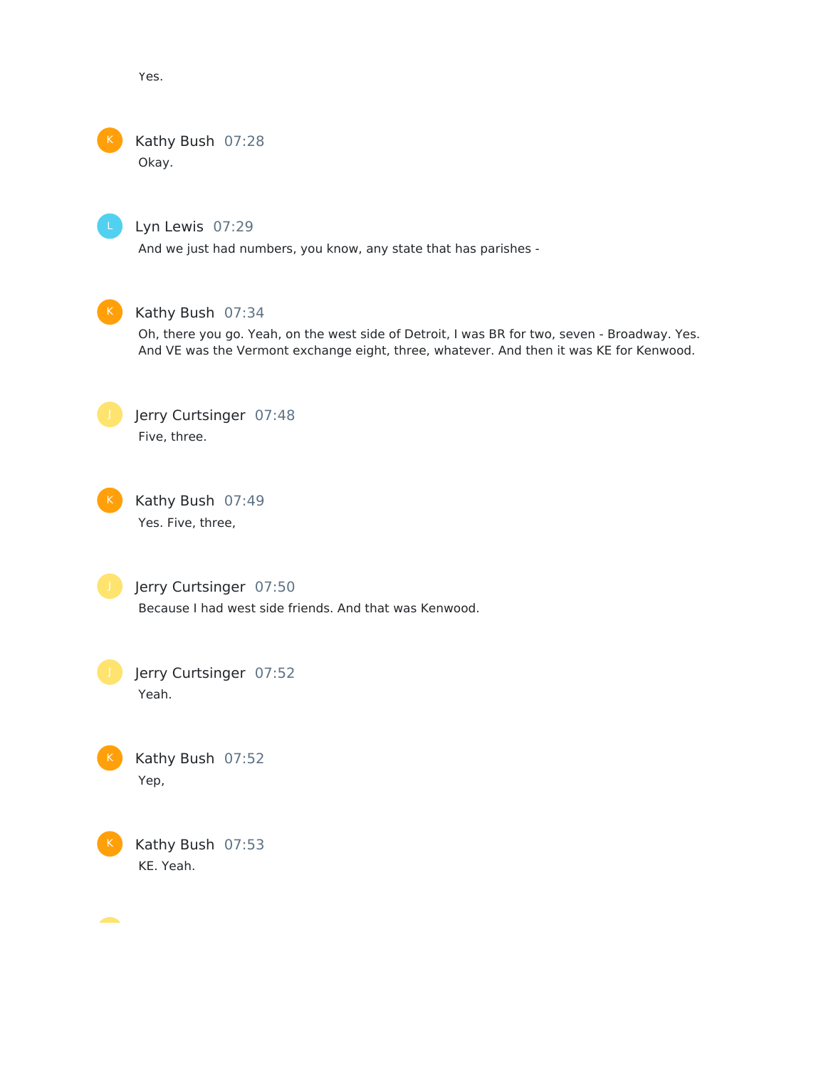Yes.

**Kathy Bush** 07:28

Okay.

**Lyn Lewis** 07:29

And we just had numbers, you know, any state that has parishes -

**Kathy Bush** 07:34

Oh, there you go. Yeah, on the west side of Detroit, I was BR for two, seven - Broadway. Yes. And VE was the Vermont exchange eight, three, whatever. And then it was KE for Kenwood.

**Jerry Curtsinger** 07:48

Five, three.

**Kathy Bush** 07:49

Yes. Five, three,

**Jerry Curtsinger** 07:50

Because I had west side friends. And that was Kenwood.

**Jerry Curtsinger** 07:52

Yeah.

**Kathy Bush** 07:52

Yep,

**Kathy Bush** 07:53

KE. Yeah.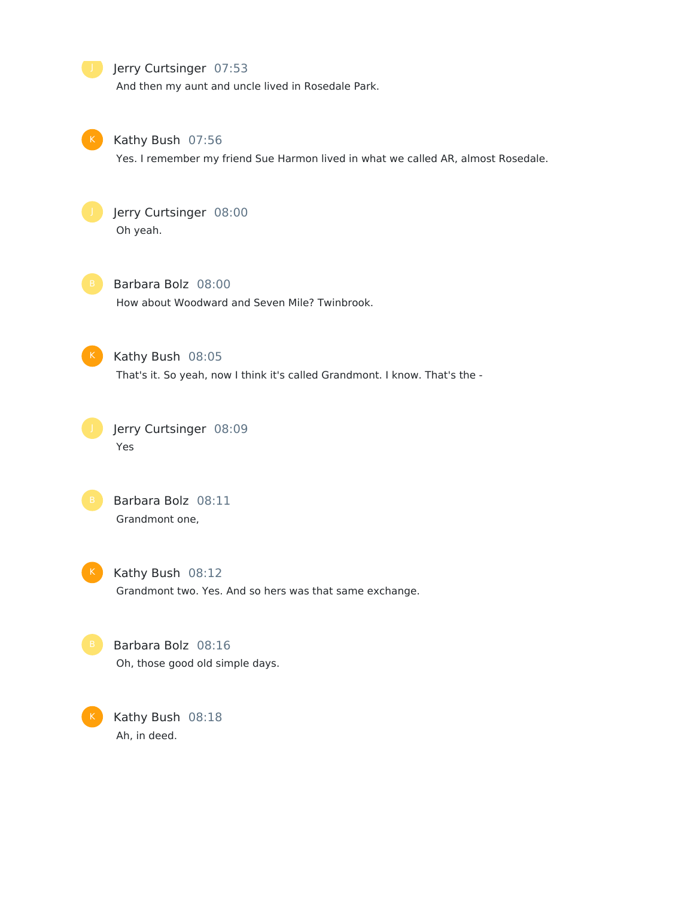Jerry Curtsinger 07:53
And then my aunt and uncle lived in Rosedale Park.

Kathy Bush 07:56
Yes. I remember my friend Sue Harmon lived in what we called AR, almost Rosedale.

Jerry Curtsinger 08:00
Oh yeah.

Barbara Bolz 08:00
How about Woodward and Seven Mile? Twinbrook.

Kathy Bush 08:05
That's it. So yeah, now I think it's called Grandmont. I know. That's the -

Jerry Curtsinger 08:09
Yes

Barbara Bolz 08:11
Grandmont one,

Kathy Bush 08:12
Grandmont two. Yes. And so hers was that same exchange.

Barbara Bolz 08:16
Oh, those good old simple days.

Kathy Bush 08:18
Ah, in deed.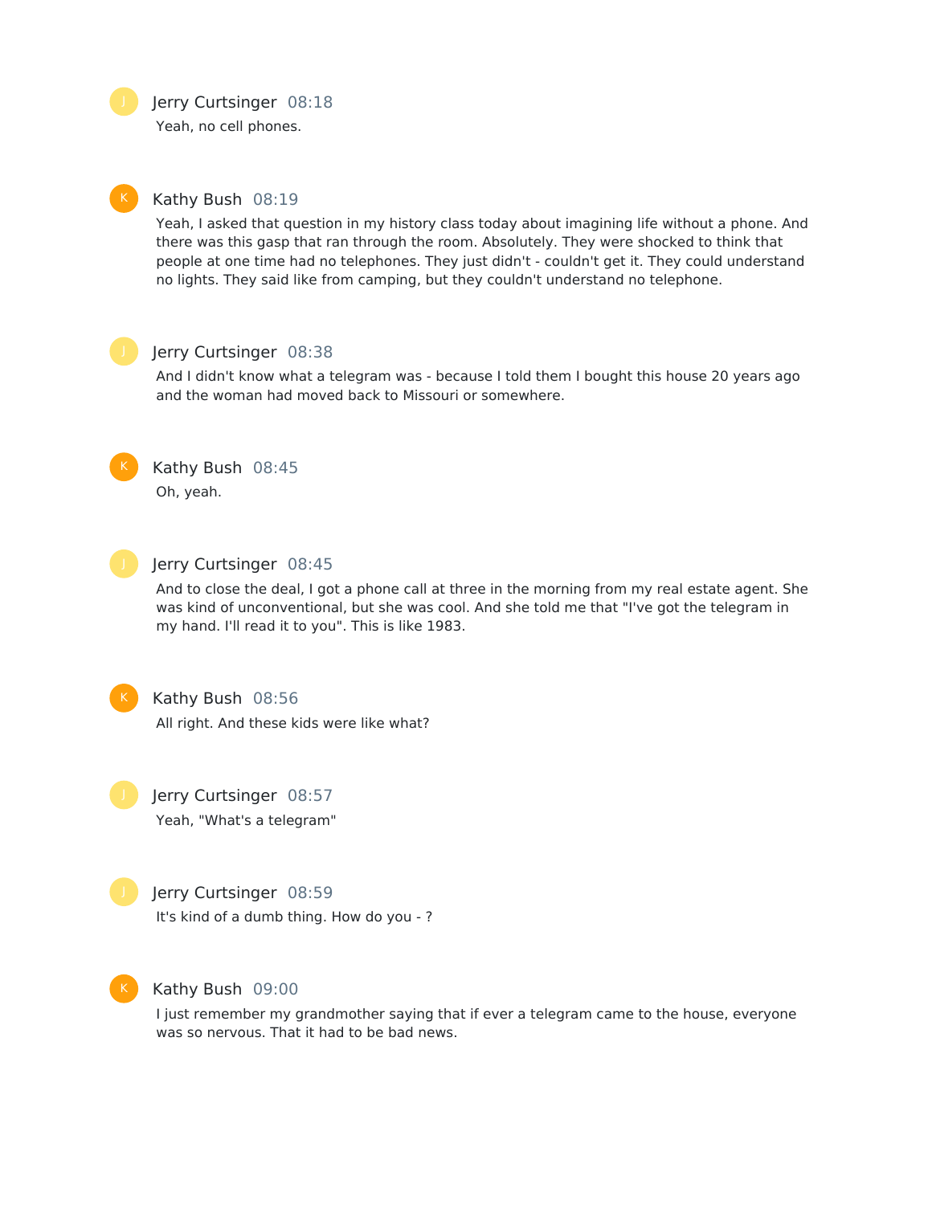**Jerry Curtsinger** 08:18

Yeah, no cell phones.

**Kathy Bush** 08:19

Yeah, I asked that question in my history class today about imagining life without a phone. And there was this gasp that ran through the room. Absolutely. They were shocked to think that people at one time had no telephones. They just didn't - couldn't get it. They could understand no lights. They said like from camping, but they couldn't understand no telephone.

**Jerry Curtsinger** 08:38

And I didn't know what a telegram was - because I told them I bought this house 20 years ago and the woman had moved back to Missouri or somewhere.

**Kathy Bush** 08:45

Oh, yeah.

**Jerry Curtsinger** 08:45

And to close the deal, I got a phone call at three in the morning from my real estate agent. She was kind of unconventional, but she was cool. And she told me that "I've got the telegram in my hand. I'll read it to you". This is like 1983.

**Kathy Bush** 08:56

All right. And these kids were like what?

**Jerry Curtsinger** 08:57

Yeah, "What's a telegram"

**Jerry Curtsinger** 08:59

It's kind of a dumb thing. How do you - ?

**Kathy Bush** 09:00

I just remember my grandmother saying that if ever a telegram came to the house, everyone was so nervous. That it had to be bad news.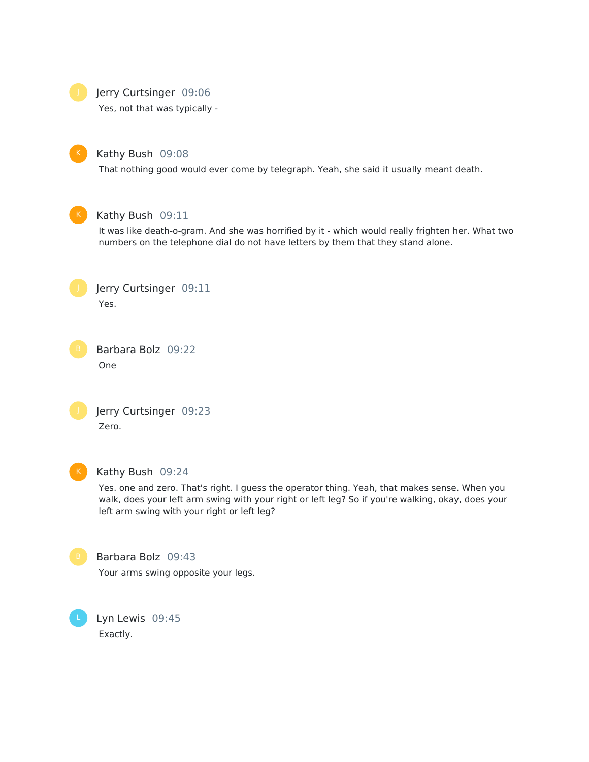Jerry Curtsinger 09:06

Yes, not that was typically -

Kathy Bush 09:08

That nothing good would ever come by telegraph. Yeah, she said it usually meant death.

Kathy Bush 09:11

It was like death-o-gram. And she was horrified by it - which would really frighten her. What two numbers on the telephone dial do not have letters by them that they stand alone.

Jerry Curtsinger 09:11

Yes.

Barbara Bolz 09:22

One

Jerry Curtsinger 09:23

Zero.

Kathy Bush 09:24

Yes. one and zero. That's right. I guess the operator thing. Yeah, that makes sense. When you walk, does your left arm swing with your right or left leg? So if you're walking, okay, does your left arm swing with your right or left leg?

Barbara Bolz 09:43

Your arms swing opposite your legs.

Lyn Lewis 09:45

Exactly.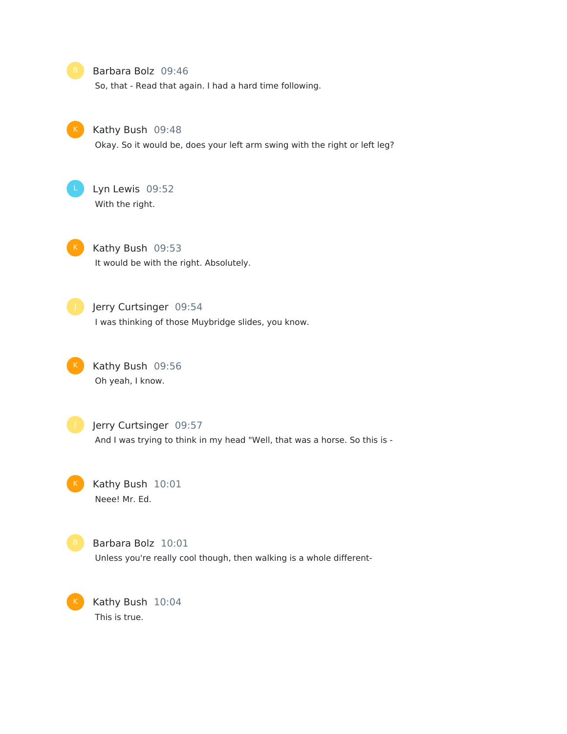Barbara Bolz 09:46

So, that - Read that again. I had a hard time following.

Kathy Bush 09:48

Okay. So it would be, does your left arm swing with the right or left leg?

Lyn Lewis 09:52

With the right.

Kathy Bush 09:53

It would be with the right. Absolutely.

Jerry Curtsinger 09:54

I was thinking of those Muybridge slides, you know.

Kathy Bush 09:56

Oh yeah, I know.

Jerry Curtsinger 09:57

And I was trying to think in my head "Well, that was a horse. So this is -

Kathy Bush 10:01

Neee! Mr. Ed.

Barbara Bolz 10:01

Unless you're really cool though, then walking is a whole different-

Kathy Bush 10:04

This is true.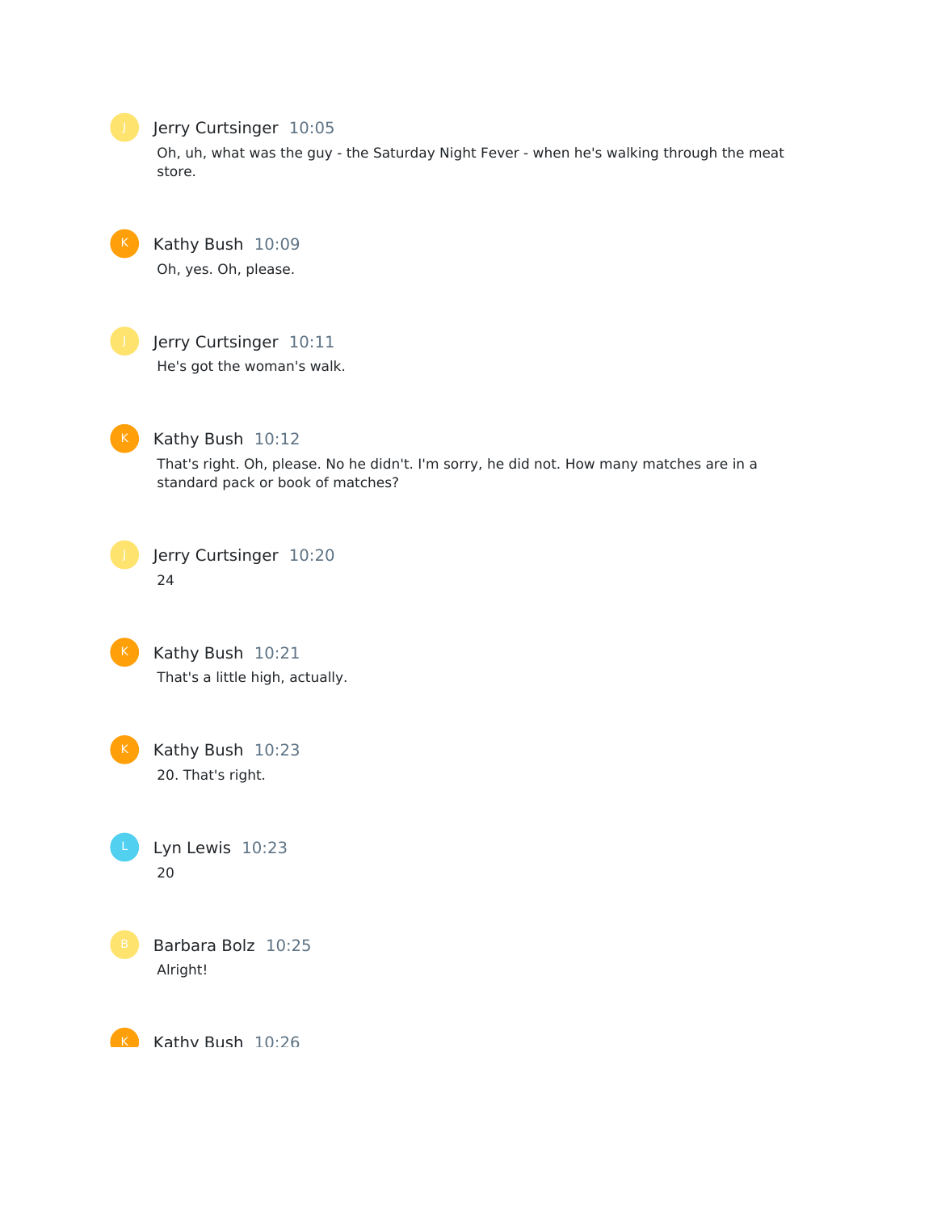Jerry Curtsinger 10:05

Oh, uh, what was the guy - the Saturday Night Fever - when he's walking through the meat store.

Kathy Bush 10:09

Oh, yes. Oh, please.

Jerry Curtsinger 10:11

He's got the woman's walk.

Kathy Bush 10:12

That's right. Oh, please. No he didn't. I'm sorry, he did not. How many matches are in a standard pack or book of matches?

Jerry Curtsinger 10:20

24

Kathy Bush 10:21

That's a little high, actually.

Kathy Bush 10:23

20. That's right.

Lyn Lewis 10:23

20

Barbara Bolz 10:25

Alright!

Kathy Bush 10:26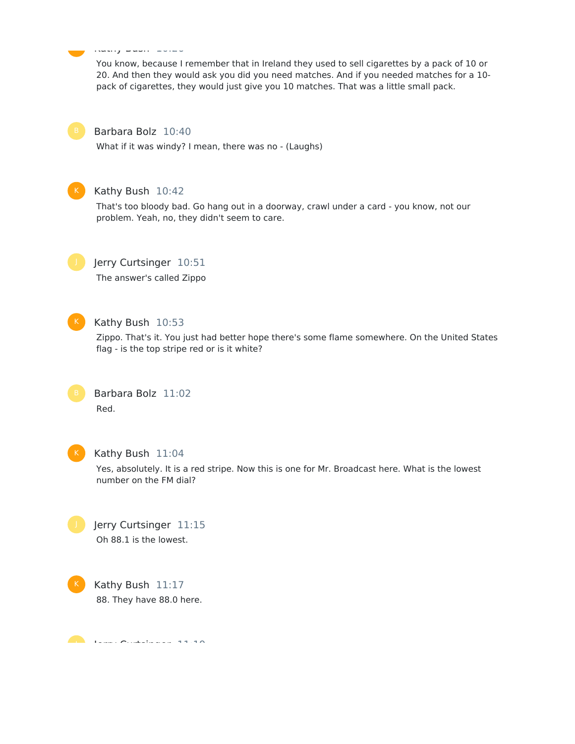You know, because I remember that in Ireland they used to sell cigarettes by a pack of 10 or 20. And then they would ask you did you need matches. And if you needed matches for a 10-pack of cigarettes, they would just give you 10 matches. That was a little small pack.

**Barbara Bolz** 10:40

What if it was windy? I mean, there was no - (Laughs)

**Kathy Bush** 10:42

That's too bloody bad. Go hang out in a doorway, crawl under a card - you know, not our problem. Yeah, no, they didn't seem to care.

**Jerry Curtsinger** 10:51

The answer's called Zippo

**Kathy Bush** 10:53

Zippo. That's it. You just had better hope there's some flame somewhere. On the United States flag - is the top stripe red or is it white?

**Barbara Bolz** 11:02

Red.

**Kathy Bush** 11:04

Yes, absolutely. It is a red stripe. Now this is one for Mr. Broadcast here. What is the lowest number on the FM dial?

**Jerry Curtsinger** 11:15

Oh 88.1 is the lowest.

**Kathy Bush** 11:17

88. They have 88.0 here.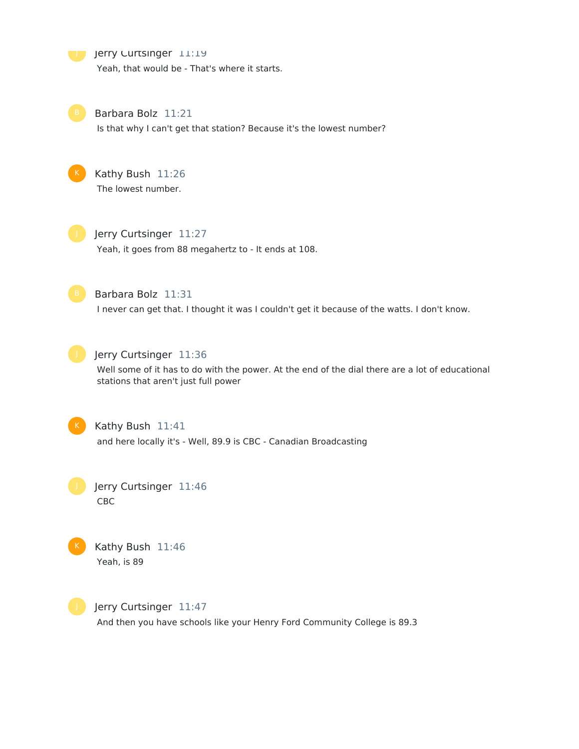Jerry Curtsinger 11:19
Yeah, that would be - That's where it starts.

Barbara Bolz 11:21
Is that why I can't get that station? Because it's the lowest number?

Kathy Bush 11:26
The lowest number.

Jerry Curtsinger 11:27
Yeah, it goes from 88 megahertz to - It ends at 108.

Barbara Bolz 11:31
I never can get that. I thought it was I couldn't get it because of the watts. I don't know.

Jerry Curtsinger 11:36
Well some of it has to do with the power. At the end of the dial there are a lot of educational stations that aren't just full power

Kathy Bush 11:41
and here locally it's - Well, 89.9 is CBC - Canadian Broadcasting

Jerry Curtsinger 11:46
CBC

Kathy Bush 11:46
Yeah, is 89

Jerry Curtsinger 11:47
And then you have schools like your Henry Ford Community College is 89.3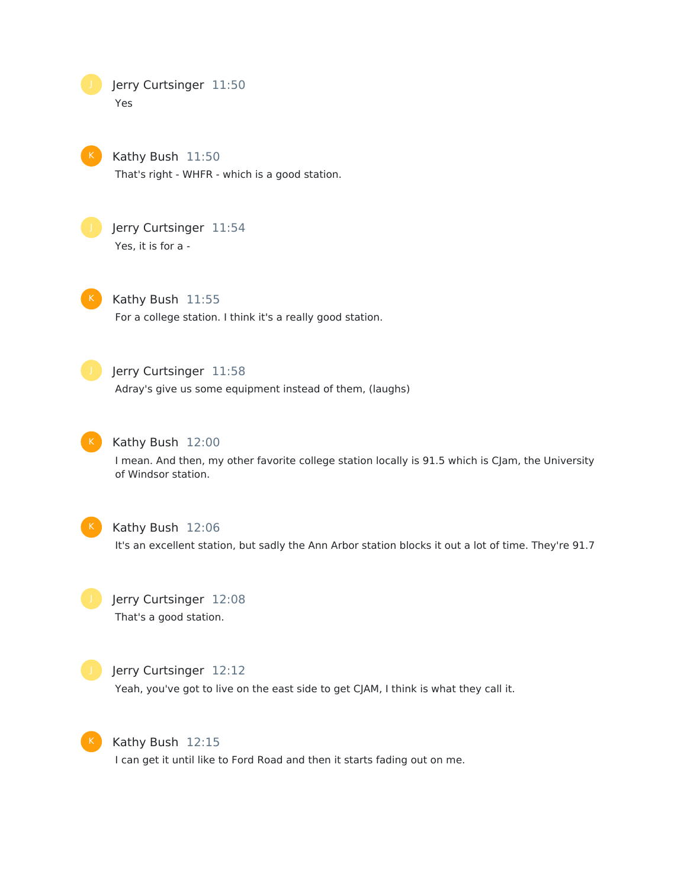Jerry Curtsinger 11:50

Yes

Kathy Bush 11:50

That's right - WHFR - which is a good station.

Jerry Curtsinger 11:54

Yes, it is for a -

Kathy Bush 11:55

For a college station. I think it's a really good station.

Jerry Curtsinger 11:58

Adray's give us some equipment instead of them, (laughs)

Kathy Bush 12:00

I mean. And then, my other favorite college station locally is 91.5 which is CJam, the University of Windsor station.

Kathy Bush 12:06

It's an excellent station, but sadly the Ann Arbor station blocks it out a lot of time. They're 91.7

Jerry Curtsinger 12:08

That's a good station.

Jerry Curtsinger 12:12

Yeah, you've got to live on the east side to get CJAM, I think is what they call it.

Kathy Bush 12:15

I can get it until like to Ford Road and then it starts fading out on me.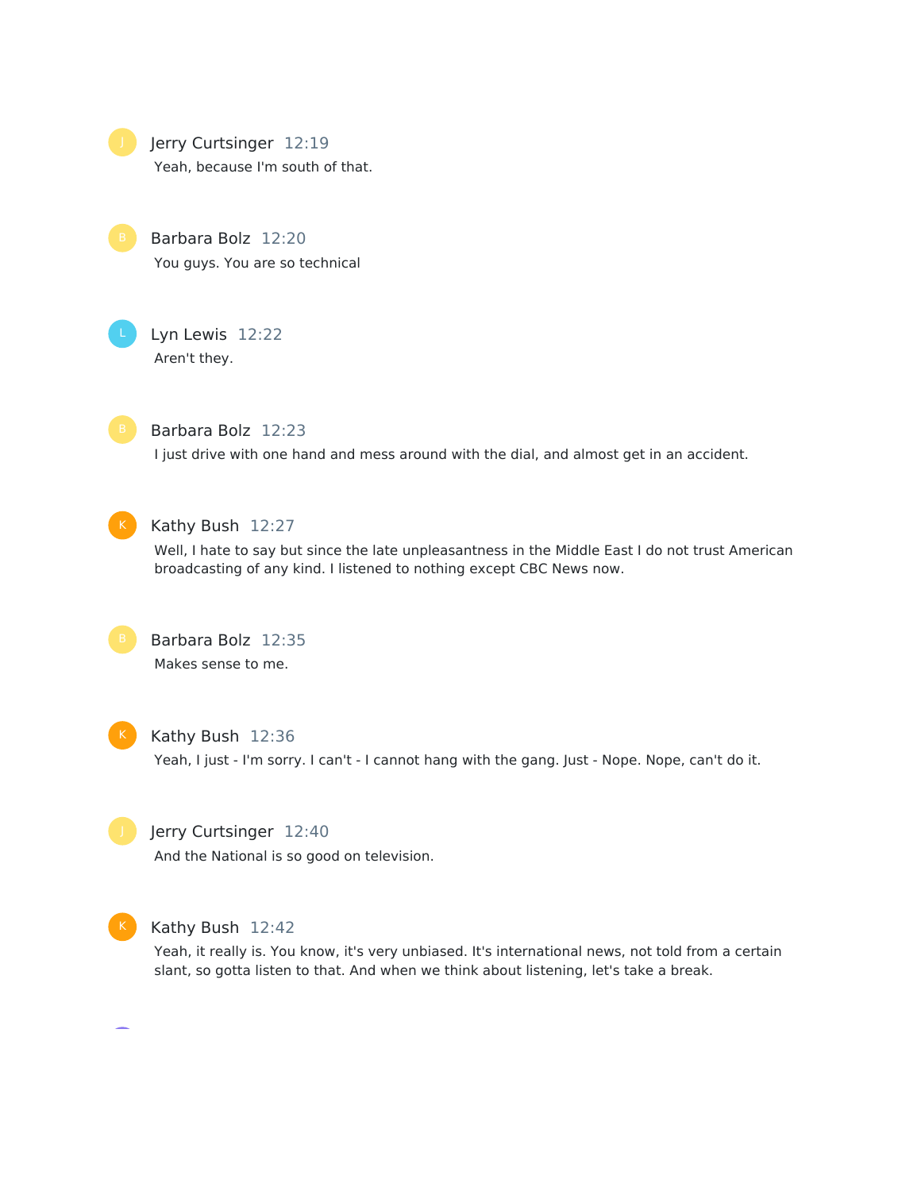Jerry Curtsinger 12:19
Yeah, because I'm south of that.

Barbara Bolz 12:20
You guys. You are so technical

Lyn Lewis 12:22
Aren't they.

Barbara Bolz 12:23
I just drive with one hand and mess around with the dial, and almost get in an accident.

Kathy Bush 12:27
Well, I hate to say but since the late unpleasantness in the Middle East I do not trust American broadcasting of any kind. I listened to nothing except CBC News now.

Barbara Bolz 12:35
Makes sense to me.

Kathy Bush 12:36
Yeah, I just - I'm sorry. I can't - I cannot hang with the gang. Just - Nope. Nope, can't do it.

Jerry Curtsinger 12:40
And the National is so good on television.

Kathy Bush 12:42
Yeah, it really is. You know, it's very unbiased. It's international news, not told from a certain slant, so gotta listen to that. And when we think about listening, let's take a break.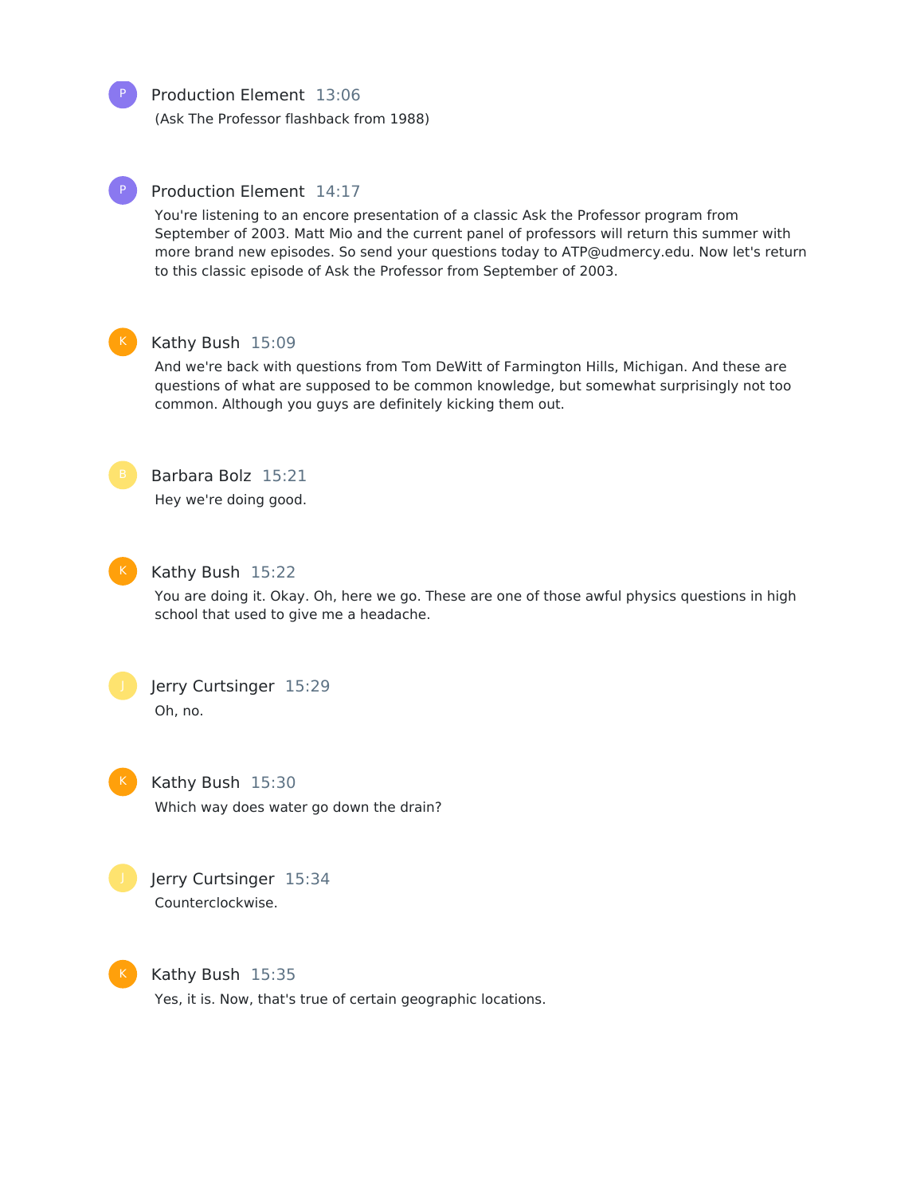**Production Element** 13:06

(Ask The Professor flashback from 1988)

**Production Element** 14:17

You're listening to an encore presentation of a classic Ask the Professor program from September of 2003. Matt Mio and the current panel of professors will return this summer with more brand new episodes. So send your questions today to ATP@udmercy.edu. Now let's return to this classic episode of Ask the Professor from September of 2003.

**Kathy Bush** 15:09

And we're back with questions from Tom DeWitt of Farmington Hills, Michigan. And these are questions of what are supposed to be common knowledge, but somewhat surprisingly not too common. Although you guys are definitely kicking them out.

**Barbara Bolz** 15:21

Hey we're doing good.

**Kathy Bush** 15:22

You are doing it. Okay. Oh, here we go. These are one of those awful physics questions in high school that used to give me a headache.

**Jerry Curtsinger** 15:29

Oh, no.

**Kathy Bush** 15:30

Which way does water go down the drain?

**Jerry Curtsinger** 15:34

Counterclockwise.

**Kathy Bush** 15:35

Yes, it is. Now, that's true of certain geographic locations.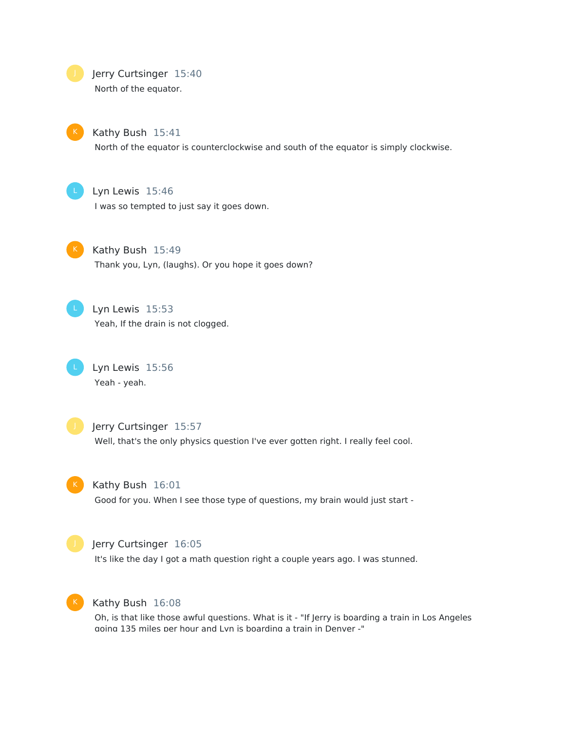Jerry Curtsinger 15:40

North of the equator.

Kathy Bush 15:41

North of the equator is counterclockwise and south of the equator is simply clockwise.

Lyn Lewis 15:46

I was so tempted to just say it goes down.

Kathy Bush 15:49

Thank you, Lyn, (laughs). Or you hope it goes down?

Lyn Lewis 15:53

Yeah, If the drain is not clogged.

Lyn Lewis 15:56

Yeah - yeah.

Jerry Curtsinger 15:57

Well, that's the only physics question I've ever gotten right. I really feel cool.

Kathy Bush 16:01

Good for you. When I see those type of questions, my brain would just start -

Jerry Curtsinger 16:05

It's like the day I got a math question right a couple years ago. I was stunned.

Kathy Bush 16:08

Oh, is that like those awful questions. What is it - "If Jerry is boarding a train in Los Angeles going 135 miles per hour and Lyn is boarding a train in Denver -"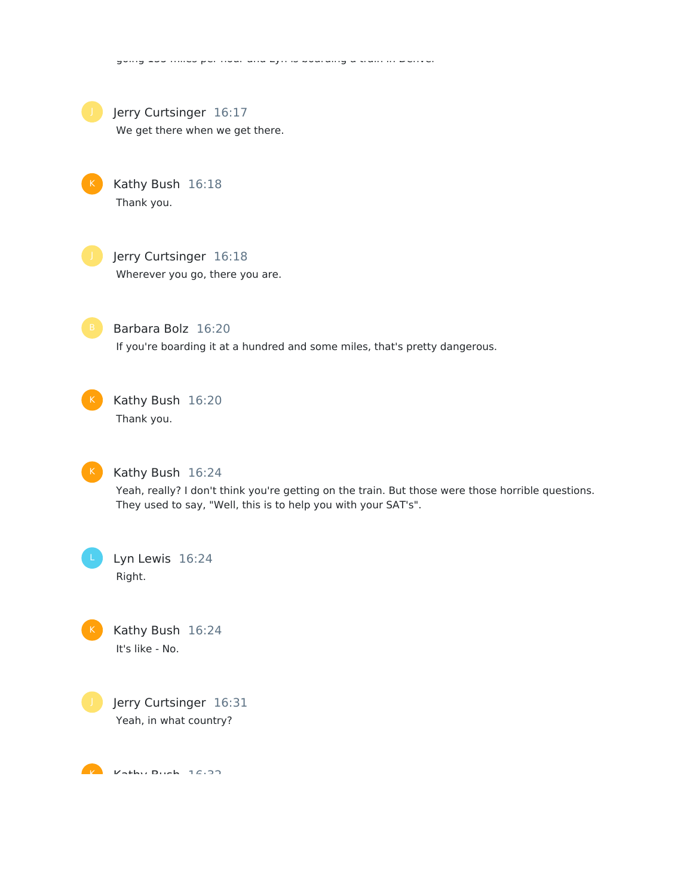going 155 miles per hour and Lyn is boarding a train in Denver

**Jerry Curtsinger** 16:17

We get there when we get there.

**Kathy Bush** 16:18

Thank you.

**Jerry Curtsinger** 16:18

Wherever you go, there you are.

**Barbara Bolz** 16:20

If you're boarding it at a hundred and some miles, that's pretty dangerous.

**Kathy Bush** 16:20

Thank you.

**Kathy Bush** 16:24

Yeah, really? I don't think you're getting on the train. But those were those horrible questions. They used to say, "Well, this is to help you with your SAT's".

**Lyn Lewis** 16:24

Right.

**Kathy Bush** 16:24

It's like - No.

**Jerry Curtsinger** 16:31

Yeah, in what country?

**Kathy Bush** 16:32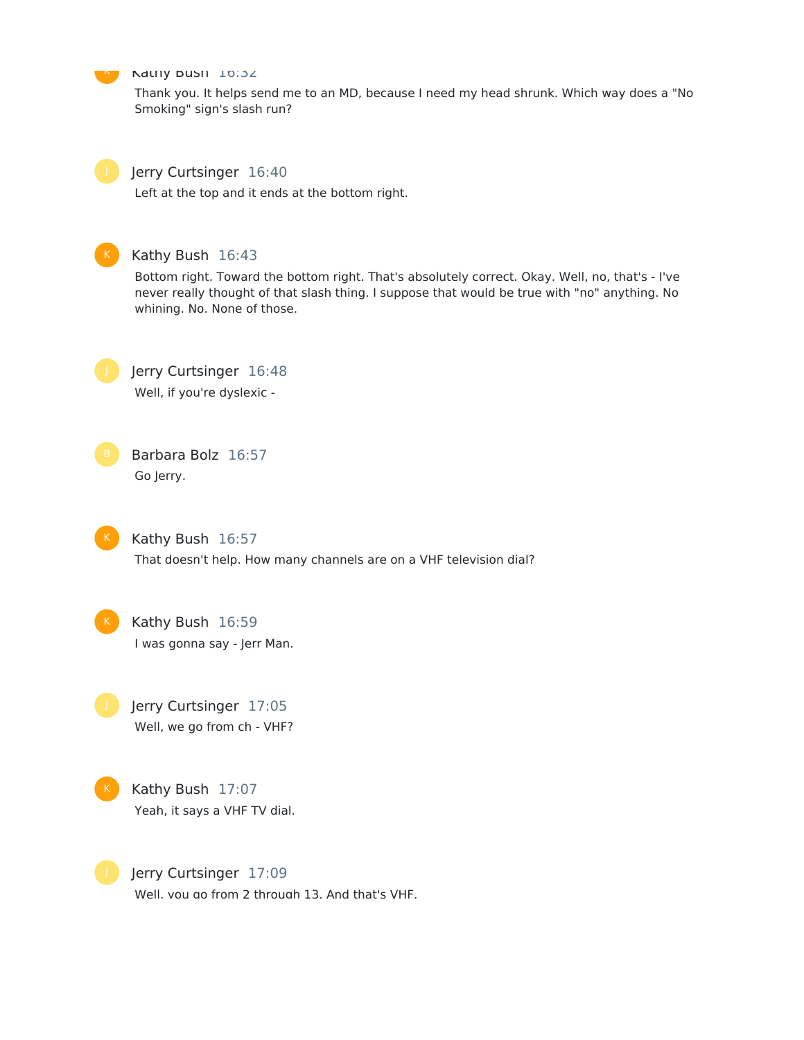Kathy Bush 16:32

Thank you. It helps send me to an MD, because I need my head shrunk. Which way does a "No Smoking" sign's slash run?

Jerry Curtsinger 16:40

Left at the top and it ends at the bottom right.

Kathy Bush 16:43

Bottom right. Toward the bottom right. That's absolutely correct. Okay. Well, no, that's - I've never really thought of that slash thing. I suppose that would be true with "no" anything. No whining. No. None of those.

Jerry Curtsinger 16:48

Well, if you're dyslexic -

Barbara Bolz 16:57

Go Jerry.

Kathy Bush 16:57

That doesn't help. How many channels are on a VHF television dial?

Kathy Bush 16:59

I was gonna say - Jerr Man.

Jerry Curtsinger 17:05

Well, we go from ch - VHF?

Kathy Bush 17:07

Yeah, it says a VHF TV dial.

Jerry Curtsinger 17:09

Well, you go from 2 through 13. And that's VHF.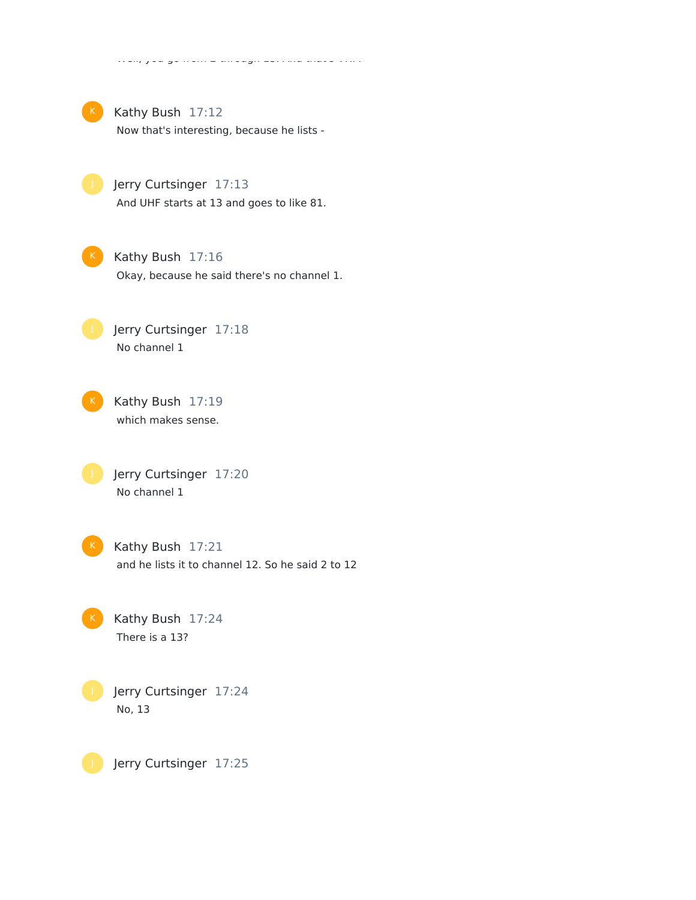Well, you go from 2 through 13. And that's VHF.

**Kathy Bush** 17:12

Now that's interesting, because he lists -

**Jerry Curtsinger** 17:13

And UHF starts at 13 and goes to like 81.

**Kathy Bush** 17:16

Okay, because he said there's no channel 1.

**Jerry Curtsinger** 17:18

No channel 1

**Kathy Bush** 17:19

which makes sense.

**Jerry Curtsinger** 17:20

No channel 1

**Kathy Bush** 17:21

and he lists it to channel 12. So he said 2 to 12

**Kathy Bush** 17:24

There is a 13?

**Jerry Curtsinger** 17:24

No, 13

**Jerry Curtsinger** 17:25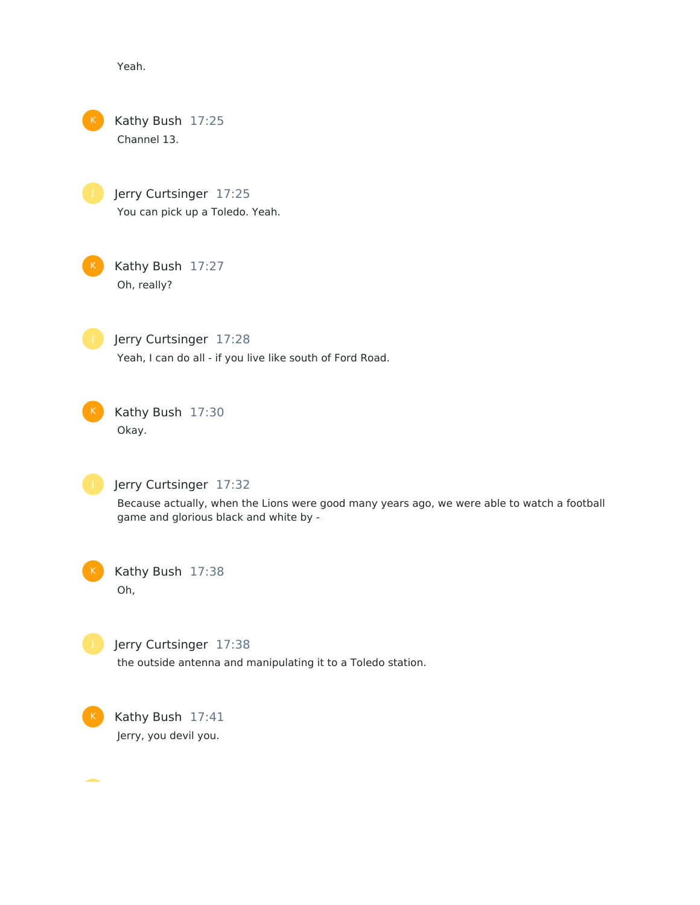Yeah.

**Kathy Bush** 17:25
Channel 13.

**Jerry Curtsinger** 17:25
You can pick up a Toledo. Yeah.

**Kathy Bush** 17:27
Oh, really?

**Jerry Curtsinger** 17:28
Yeah, I can do all - if you live like south of Ford Road.

**Kathy Bush** 17:30
Okay.

**Jerry Curtsinger** 17:32
Because actually, when the Lions were good many years ago, we were able to watch a football game and glorious black and white by -

**Kathy Bush** 17:38
Oh,

**Jerry Curtsinger** 17:38
the outside antenna and manipulating it to a Toledo station.

**Kathy Bush** 17:41
Jerry, you devil you.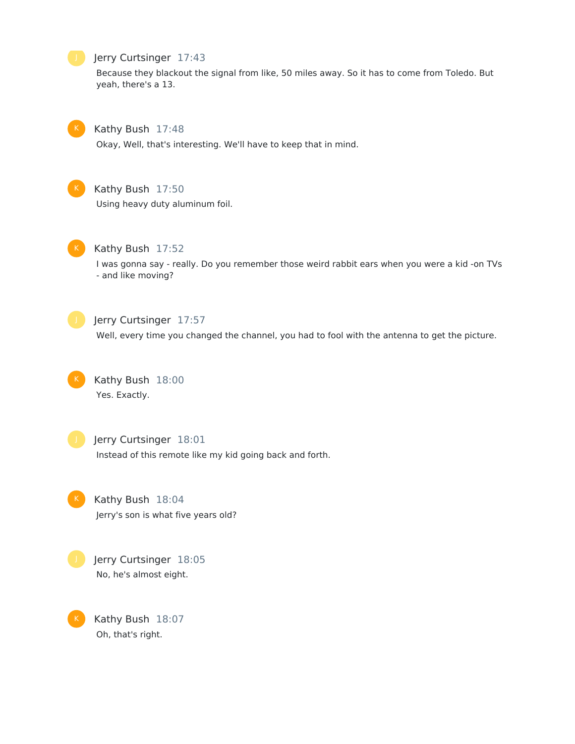**Jerry Curtsinger** 17:43

Because they blackout the signal from like, 50 miles away. So it has to come from Toledo. But yeah, there's a 13.

**Kathy Bush** 17:48

Okay, Well, that's interesting. We'll have to keep that in mind.

**Kathy Bush** 17:50

Using heavy duty aluminum foil.

**Kathy Bush** 17:52

I was gonna say - really. Do you remember those weird rabbit ears when you were a kid -on TVs - and like moving?

**Jerry Curtsinger** 17:57

Well, every time you changed the channel, you had to fool with the antenna to get the picture.

**Kathy Bush** 18:00

Yes. Exactly.

**Jerry Curtsinger** 18:01

Instead of this remote like my kid going back and forth.

**Kathy Bush** 18:04

Jerry's son is what five years old?

**Jerry Curtsinger** 18:05

No, he's almost eight.

**Kathy Bush** 18:07

Oh, that's right.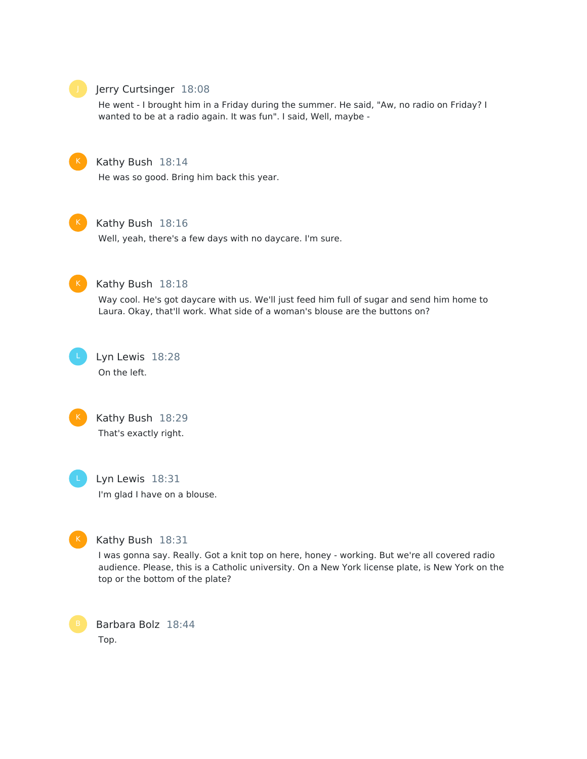Jerry Curtsinger 18:08

He went - I brought him in a Friday during the summer. He said, "Aw, no radio on Friday? I wanted to be at a radio again. It was fun". I said, Well, maybe -

Kathy Bush 18:14

He was so good. Bring him back this year.

Kathy Bush 18:16

Well, yeah, there's a few days with no daycare. I'm sure.

Kathy Bush 18:18

Way cool. He's got daycare with us. We'll just feed him full of sugar and send him home to Laura. Okay, that'll work. What side of a woman's blouse are the buttons on?

Lyn Lewis 18:28

On the left.

Kathy Bush 18:29

That's exactly right.

Lyn Lewis 18:31

I'm glad I have on a blouse.

Kathy Bush 18:31

I was gonna say. Really. Got a knit top on here, honey - working. But we're all covered radio audience. Please, this is a Catholic university. On a New York license plate, is New York on the top or the bottom of the plate?

Barbara Bolz 18:44

Top.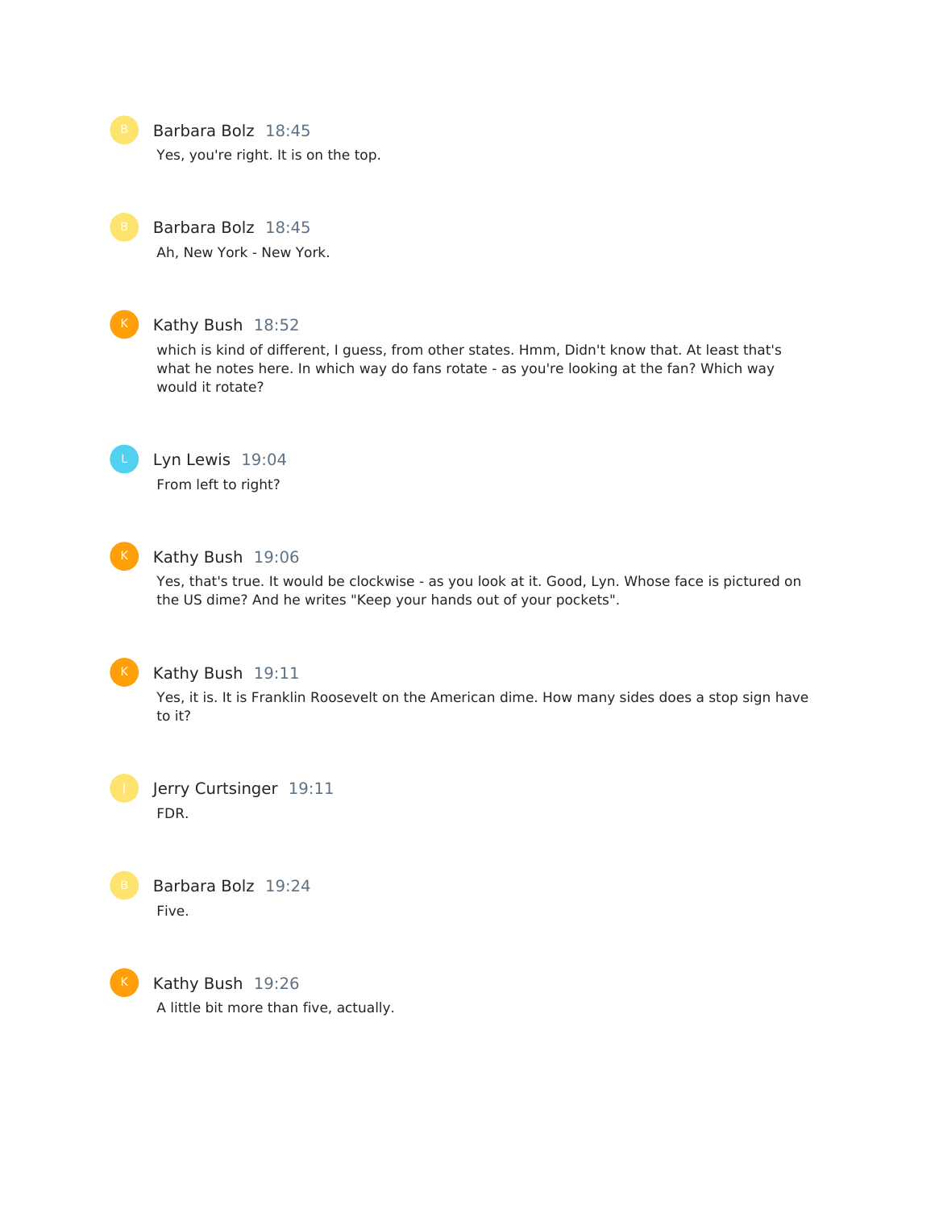**Barbara Bolz** 18:45

Yes, you're right. It is on the top.

**Barbara Bolz** 18:45

Ah, New York - New York.

**Kathy Bush** 18:52

which is kind of different, I guess, from other states. Hmm, Didn't know that. At least that's what he notes here. In which way do fans rotate - as you're looking at the fan? Which way would it rotate?

**Lyn Lewis** 19:04

From left to right?

**Kathy Bush** 19:06

Yes, that's true. It would be clockwise - as you look at it. Good, Lyn. Whose face is pictured on the US dime? And he writes "Keep your hands out of your pockets".

**Kathy Bush** 19:11

Yes, it is. It is Franklin Roosevelt on the American dime. How many sides does a stop sign have to it?

**Jerry Curtsinger** 19:11

FDR.

**Barbara Bolz** 19:24

Five.

**Kathy Bush** 19:26

A little bit more than five, actually.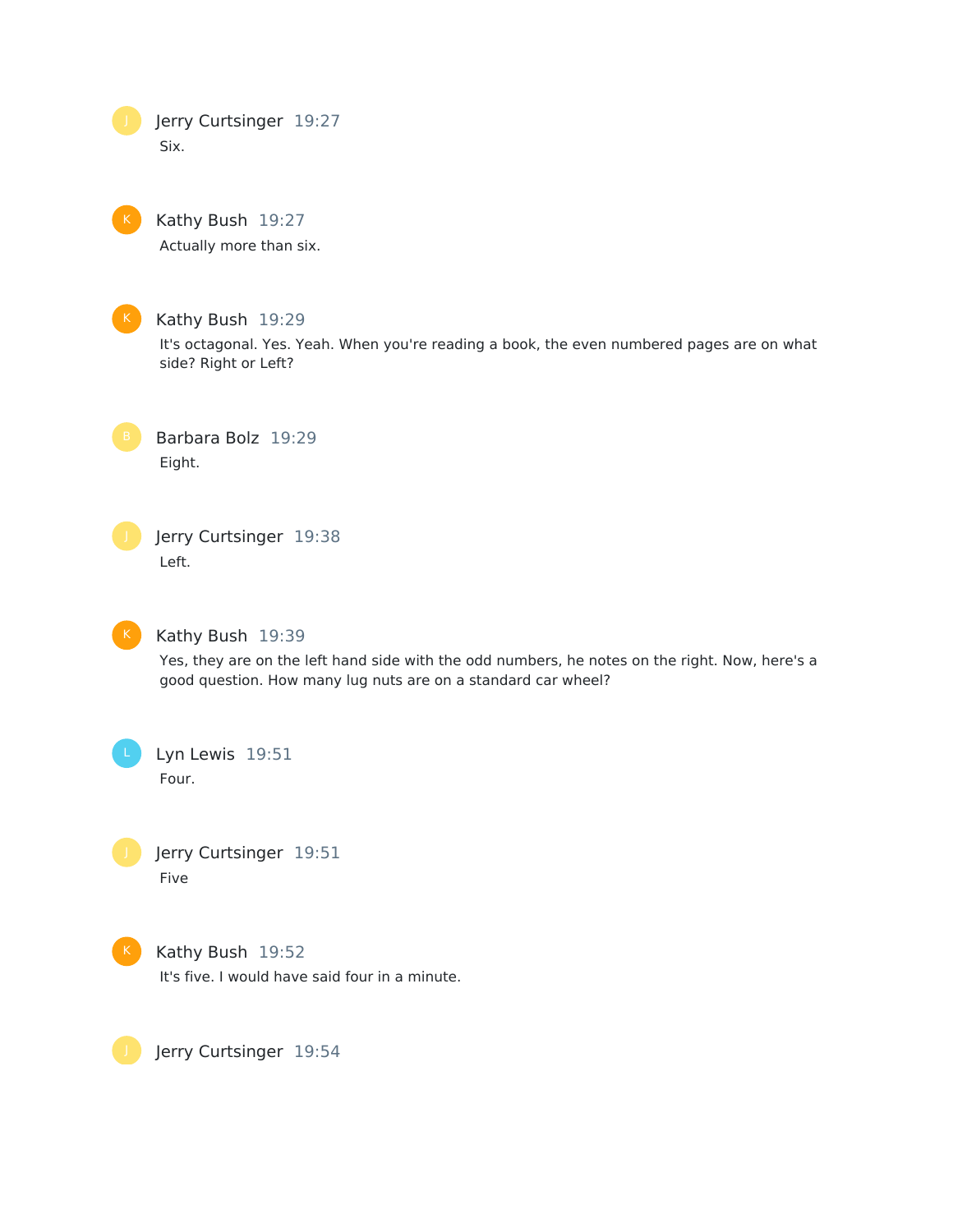Jerry Curtsinger 19:27

Six.

Kathy Bush 19:27

Actually more than six.

Kathy Bush 19:29

It's octagonal. Yes. Yeah. When you're reading a book, the even numbered pages are on what side? Right or Left?

Barbara Bolz 19:29

Eight.

Jerry Curtsinger 19:38

Left.

Kathy Bush 19:39

Yes, they are on the left hand side with the odd numbers, he notes on the right. Now, here's a good question. How many lug nuts are on a standard car wheel?

Lyn Lewis 19:51

Four.

Jerry Curtsinger 19:51

Five

Kathy Bush 19:52

It's five. I would have said four in a minute.

Jerry Curtsinger 19:54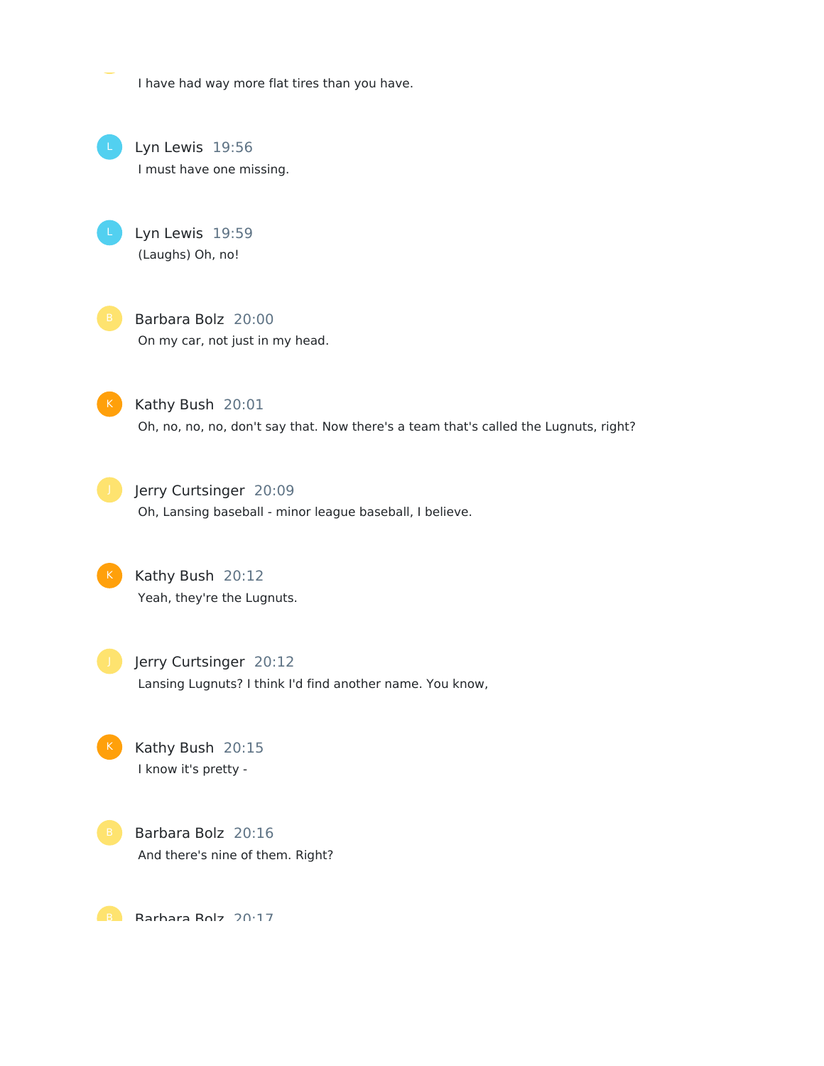I have had way more flat tires than you have.

**Lyn Lewis** 19:56
I must have one missing.

**Lyn Lewis** 19:59
(Laughs) Oh, no!

**Barbara Bolz** 20:00
On my car, not just in my head.

**Kathy Bush** 20:01
Oh, no, no, no, don't say that. Now there's a team that's called the Lugnuts, right?

**Jerry Curtsinger** 20:09
Oh, Lansing baseball - minor league baseball, I believe.

**Kathy Bush** 20:12
Yeah, they're the Lugnuts.

**Jerry Curtsinger** 20:12
Lansing Lugnuts? I think I'd find another name. You know,

**Kathy Bush** 20:15
I know it's pretty -

**Barbara Bolz** 20:16
And there's nine of them. Right?

**Barbara Bolz** 20:17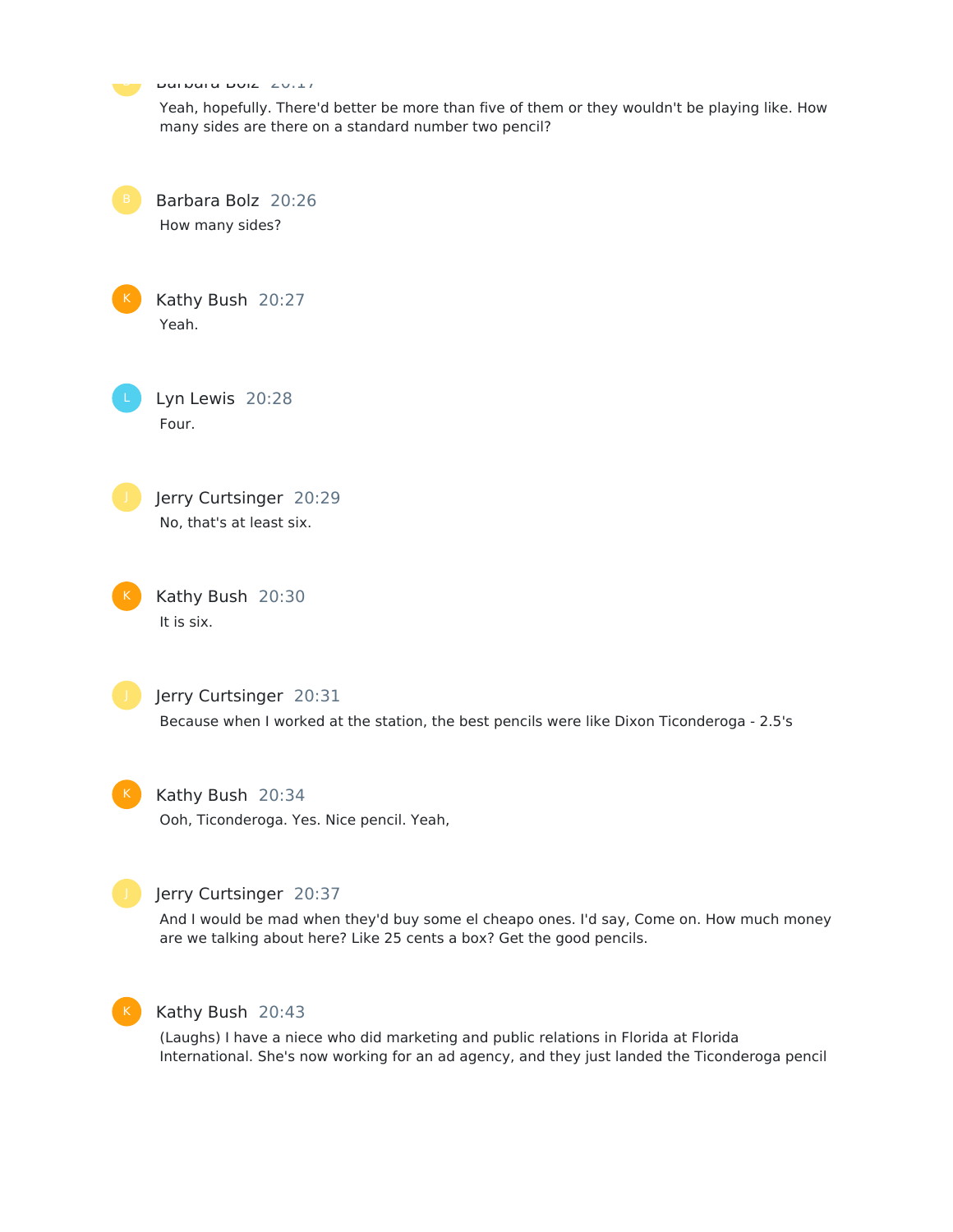Barbara Bolz 20:17

Yeah, hopefully. There'd better be more than five of them or they wouldn't be playing like. How many sides are there on a standard number two pencil?

Barbara Bolz 20:26

How many sides?

Kathy Bush 20:27

Yeah.

Lyn Lewis 20:28

Four.

Jerry Curtsinger 20:29

No, that's at least six.

Kathy Bush 20:30

It is six.

Jerry Curtsinger 20:31

Because when I worked at the station, the best pencils were like Dixon Ticonderoga - 2.5's

Kathy Bush 20:34

Ooh, Ticonderoga. Yes. Nice pencil. Yeah,

Jerry Curtsinger 20:37

And I would be mad when they'd buy some el cheapo ones. I'd say, Come on. How much money are we talking about here? Like 25 cents a box? Get the good pencils.

Kathy Bush 20:43

(Laughs) I have a niece who did marketing and public relations in Florida at Florida International. She's now working for an ad agency, and they just landed the Ticonderoga pencil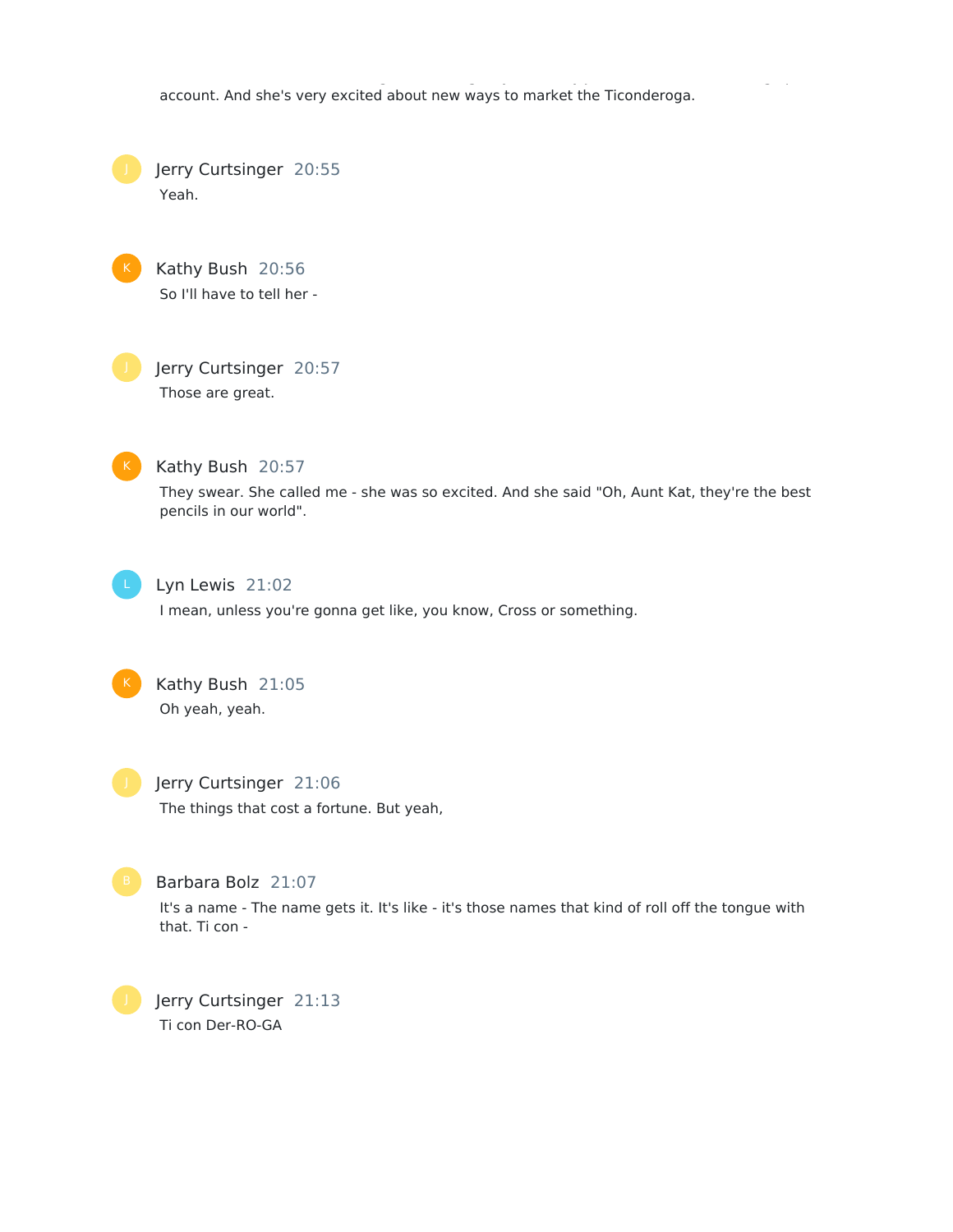account. And she's very excited about new ways to market the Ticonderoga.

Jerry Curtsinger 20:55
Yeah.

Kathy Bush 20:56
So I'll have to tell her -

Jerry Curtsinger 20:57
Those are great.

Kathy Bush 20:57
They swear. She called me - she was so excited. And she said "Oh, Aunt Kat, they're the best pencils in our world".

Lyn Lewis 21:02
I mean, unless you're gonna get like, you know, Cross or something.

Kathy Bush 21:05
Oh yeah, yeah.

Jerry Curtsinger 21:06
The things that cost a fortune. But yeah,

Barbara Bolz 21:07
It's a name - The name gets it. It's like - it's those names that kind of roll off the tongue with that. Ti con -

Jerry Curtsinger 21:13
Ti con Der-RO-GA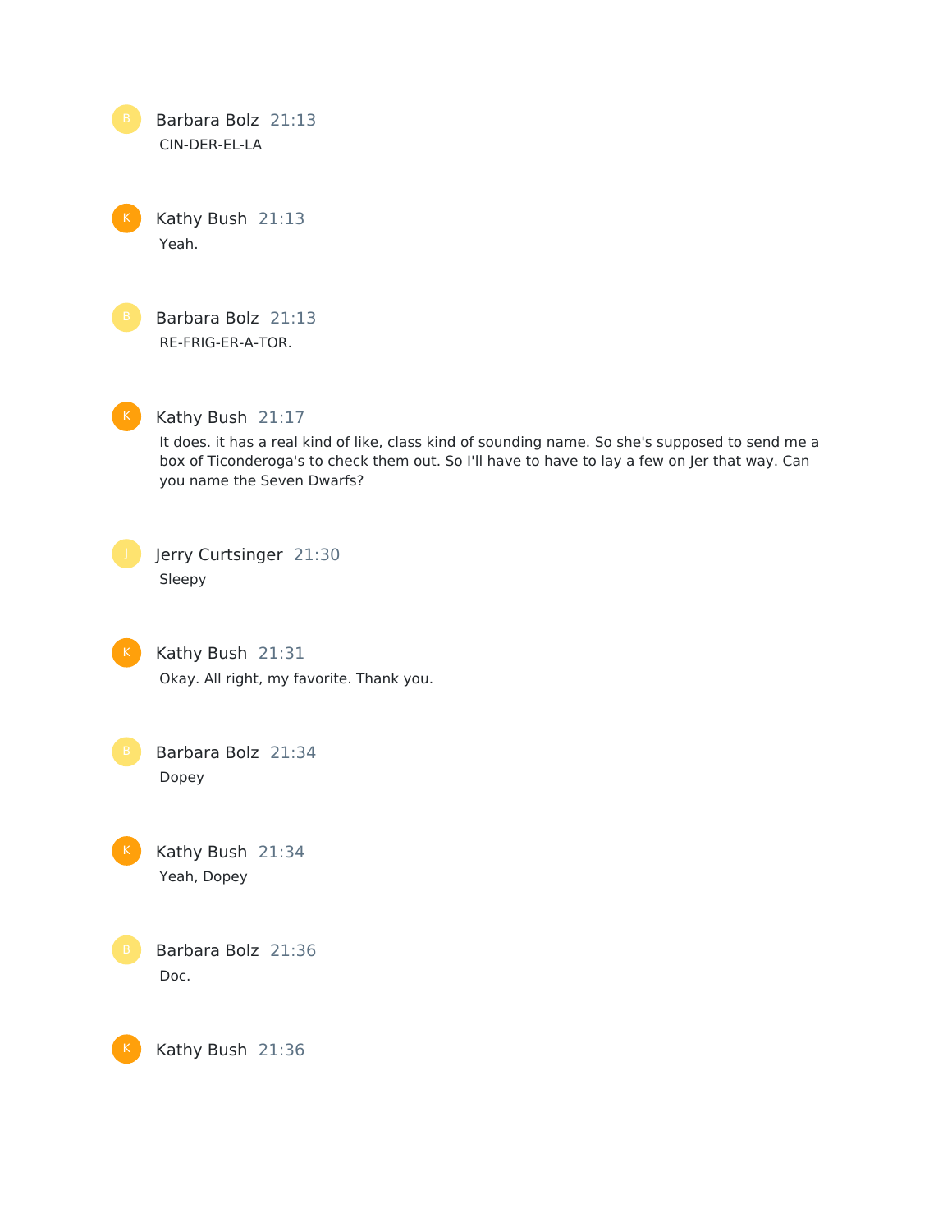**Barbara Bolz** 21:13
CIN-DER-EL-LA

**Kathy Bush** 21:13
Yeah.

**Barbara Bolz** 21:13
RE-FRIG-ER-A-TOR.

**Kathy Bush** 21:17
It does. it has a real kind of like, class kind of sounding name. So she's supposed to send me a box of Ticonderoga's to check them out. So I'll have to have to lay a few on Jer that way. Can you name the Seven Dwarfs?

**Jerry Curtsinger** 21:30
Sleepy

**Kathy Bush** 21:31
Okay. All right, my favorite. Thank you.

**Barbara Bolz** 21:34
Dopey

**Kathy Bush** 21:34
Yeah, Dopey

**Barbara Bolz** 21:36
Doc.

**Kathy Bush** 21:36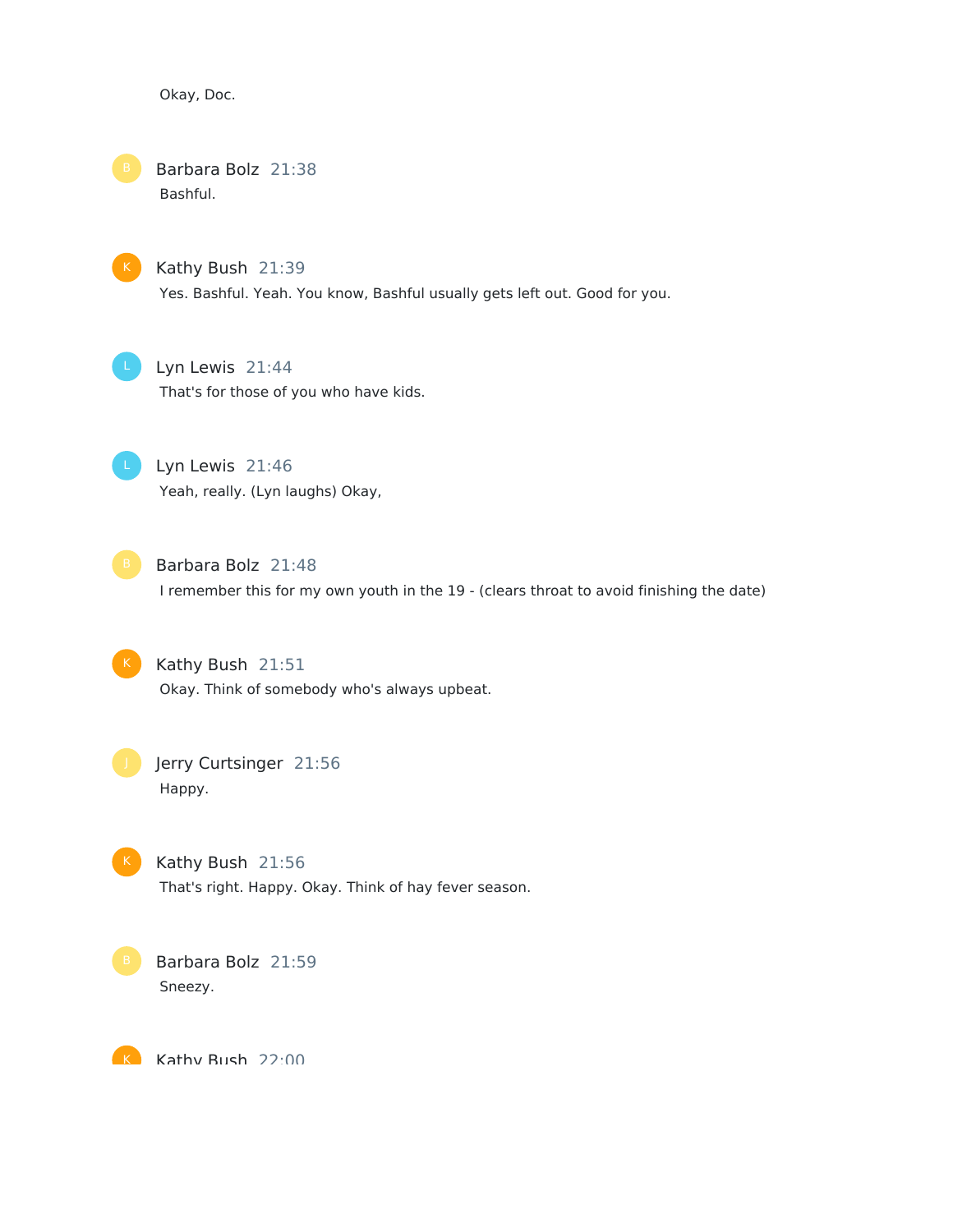Okay, Doc.

**Barbara Bolz** 21:38

Bashful.

**Kathy Bush** 21:39

Yes. Bashful. Yeah. You know, Bashful usually gets left out. Good for you.

**Lyn Lewis** 21:44

That's for those of you who have kids.

**Lyn Lewis** 21:46

Yeah, really. (Lyn laughs) Okay,

**Barbara Bolz** 21:48

I remember this for my own youth in the 19 - (clears throat to avoid finishing the date)

**Kathy Bush** 21:51

Okay. Think of somebody who's always upbeat.

**Jerry Curtsinger** 21:56

Happy.

**Kathy Bush** 21:56

That's right. Happy. Okay. Think of hay fever season.

**Barbara Bolz** 21:59

Sneezy.

**Kathy Bush** 22:00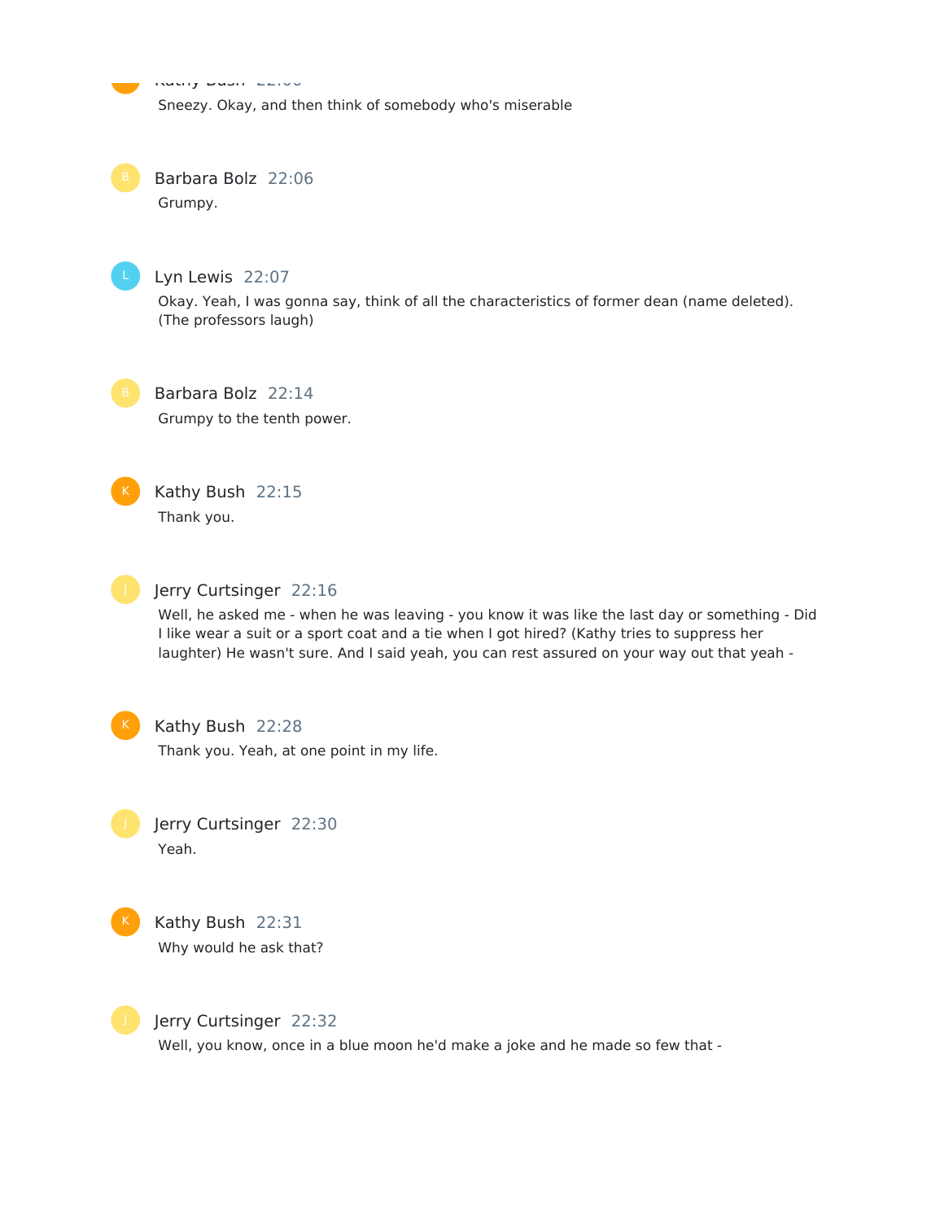Kathy Bush 22:06

Sneezy. Okay, and then think of somebody who's miserable

Barbara Bolz 22:06

Grumpy.

Lyn Lewis 22:07

Okay. Yeah, I was gonna say, think of all the characteristics of former dean (name deleted). (The professors laugh)

Barbara Bolz 22:14

Grumpy to the tenth power.

Kathy Bush 22:15

Thank you.

Jerry Curtsinger 22:16

Well, he asked me - when he was leaving - you know it was like the last day or something - Did I like wear a suit or a sport coat and a tie when I got hired? (Kathy tries to suppress her laughter) He wasn't sure. And I said yeah, you can rest assured on your way out that yeah -

Kathy Bush 22:28

Thank you. Yeah, at one point in my life.

Jerry Curtsinger 22:30

Yeah.

Kathy Bush 22:31

Why would he ask that?

Jerry Curtsinger 22:32

Well, you know, once in a blue moon he'd make a joke and he made so few that -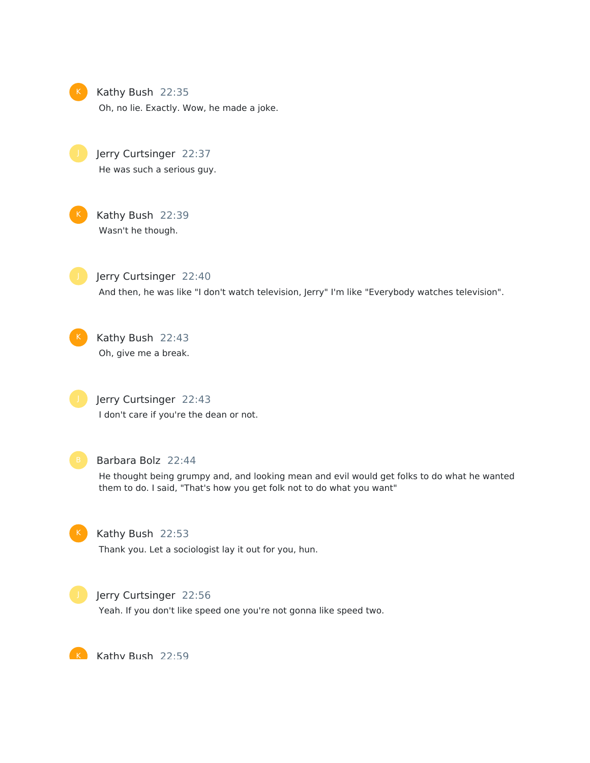Kathy Bush 22:35

Oh, no lie. Exactly. Wow, he made a joke.

Jerry Curtsinger 22:37

He was such a serious guy.

Kathy Bush 22:39

Wasn't he though.

Jerry Curtsinger 22:40

And then, he was like "I don't watch television, Jerry" I'm like "Everybody watches television".

Kathy Bush 22:43

Oh, give me a break.

Jerry Curtsinger 22:43

I don't care if you're the dean or not.

Barbara Bolz 22:44

He thought being grumpy and, and looking mean and evil would get folks to do what he wanted them to do. I said, "That's how you get folk not to do what you want"

Kathy Bush 22:53

Thank you. Let a sociologist lay it out for you, hun.

Jerry Curtsinger 22:56

Yeah. If you don't like speed one you're not gonna like speed two.

Kathy Bush 22:59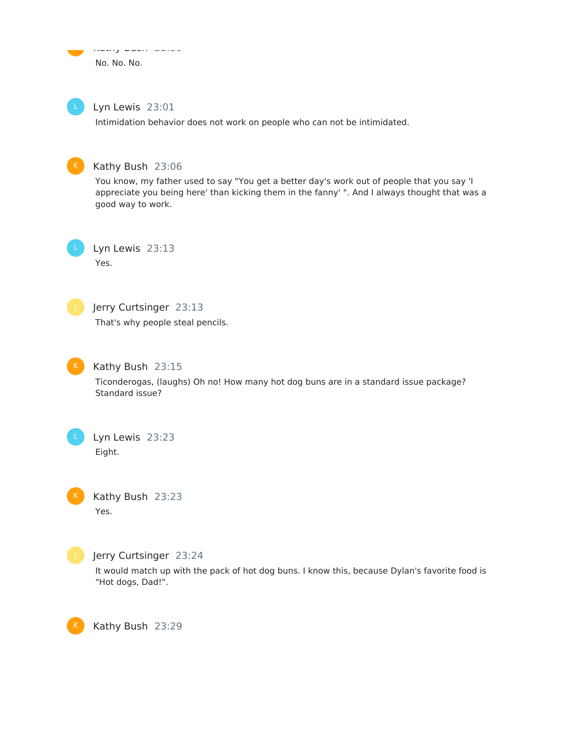No. No. No.

**Lyn Lewis** 23:01

Intimidation behavior does not work on people who can not be intimidated.

**Kathy Bush** 23:06

You know, my father used to say "You get a better day's work out of people that you say 'I appreciate you being here' than kicking them in the fanny' ". And I always thought that was a good way to work.

**Lyn Lewis** 23:13

Yes.

**Jerry Curtsinger** 23:13

That's why people steal pencils.

**Kathy Bush** 23:15

Ticonderogas, (laughs) Oh no! How many hot dog buns are in a standard issue package? Standard issue?

**Lyn Lewis** 23:23

Eight.

**Kathy Bush** 23:23

Yes.

**Jerry Curtsinger** 23:24

It would match up with the pack of hot dog buns. I know this, because Dylan's favorite food is "Hot dogs, Dad!".

**Kathy Bush** 23:29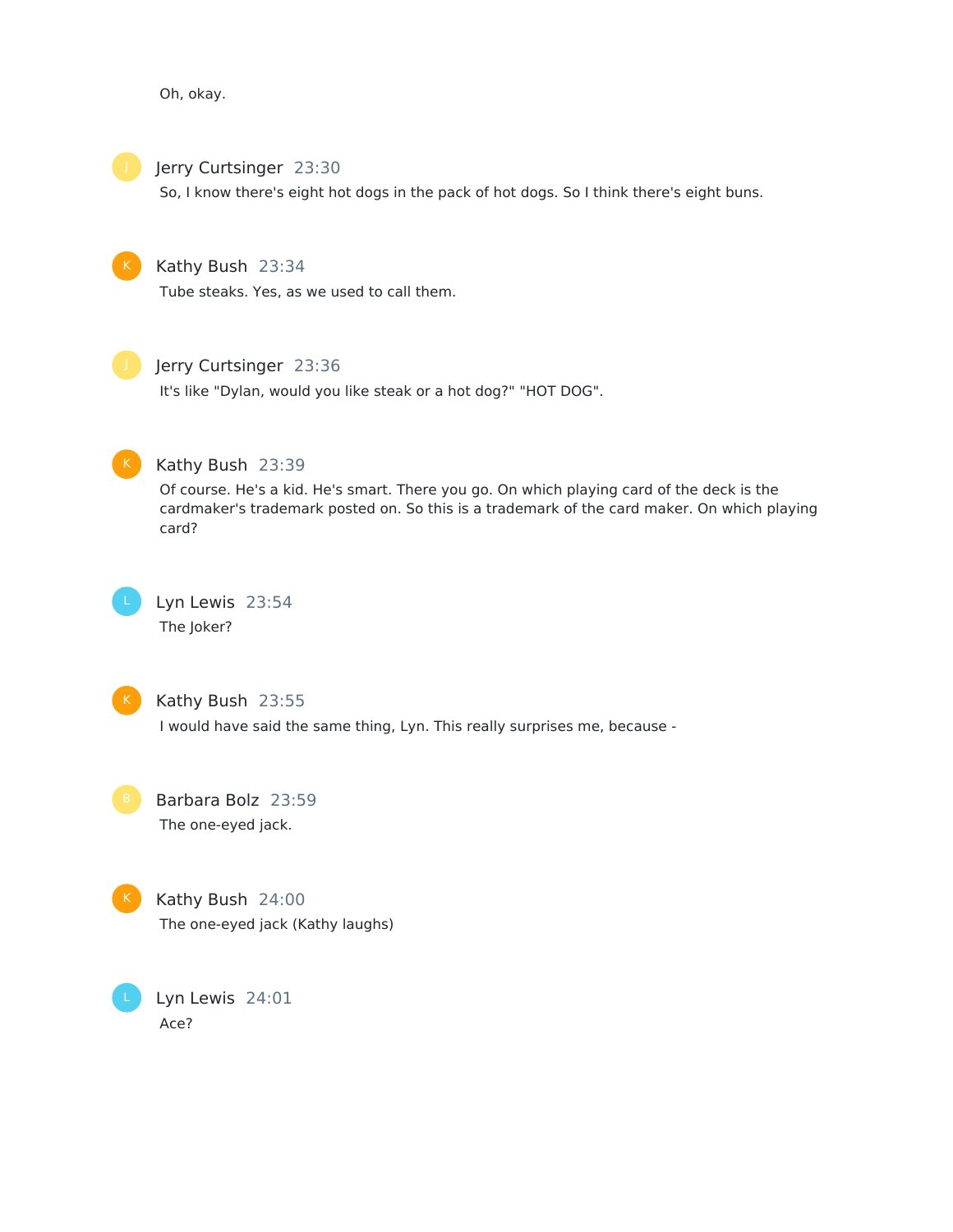Oh, okay.

**Jerry Curtsinger** 23:30

So, I know there's eight hot dogs in the pack of hot dogs. So I think there's eight buns.

**Kathy Bush** 23:34

Tube steaks. Yes, as we used to call them.

**Jerry Curtsinger** 23:36

It's like "Dylan, would you like steak or a hot dog?" "HOT DOG".

**Kathy Bush** 23:39

Of course. He's a kid. He's smart. There you go. On which playing card of the deck is the cardmaker's trademark posted on. So this is a trademark of the card maker. On which playing card?

**Lyn Lewis** 23:54

The Joker?

**Kathy Bush** 23:55

I would have said the same thing, Lyn. This really surprises me, because -

**Barbara Bolz** 23:59

The one-eyed jack.

**Kathy Bush** 24:00

The one-eyed jack (Kathy laughs)

**Lyn Lewis** 24:01

Ace?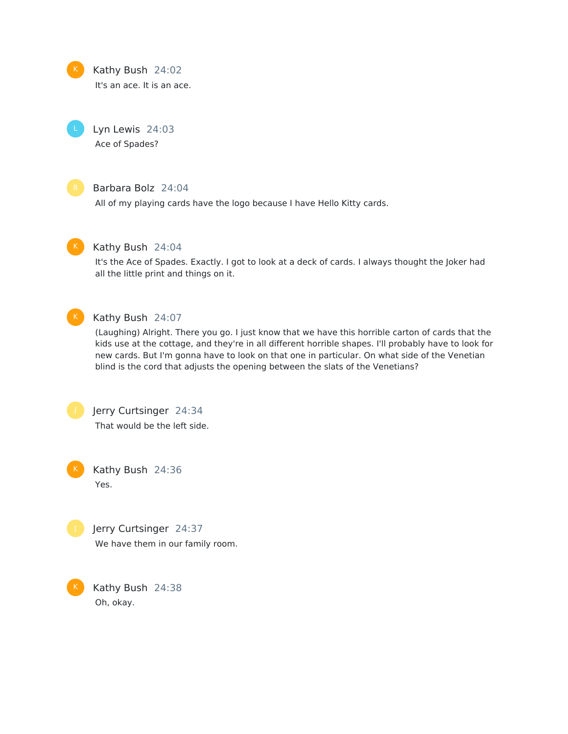**Kathy Bush** 24:02

It's an ace. It is an ace.

**Lyn Lewis** 24:03

Ace of Spades?

**Barbara Bolz** 24:04

All of my playing cards have the logo because I have Hello Kitty cards.

**Kathy Bush** 24:04

It's the Ace of Spades. Exactly. I got to look at a deck of cards. I always thought the Joker had all the little print and things on it.

**Kathy Bush** 24:07

(Laughing) Alright. There you go. I just know that we have this horrible carton of cards that the kids use at the cottage, and they're in all different horrible shapes. I'll probably have to look for new cards. But I'm gonna have to look on that one in particular. On what side of the Venetian blind is the cord that adjusts the opening between the slats of the Venetians?

**Jerry Curtsinger** 24:34

That would be the left side.

**Kathy Bush** 24:36

Yes.

**Jerry Curtsinger** 24:37

We have them in our family room.

**Kathy Bush** 24:38

Oh, okay.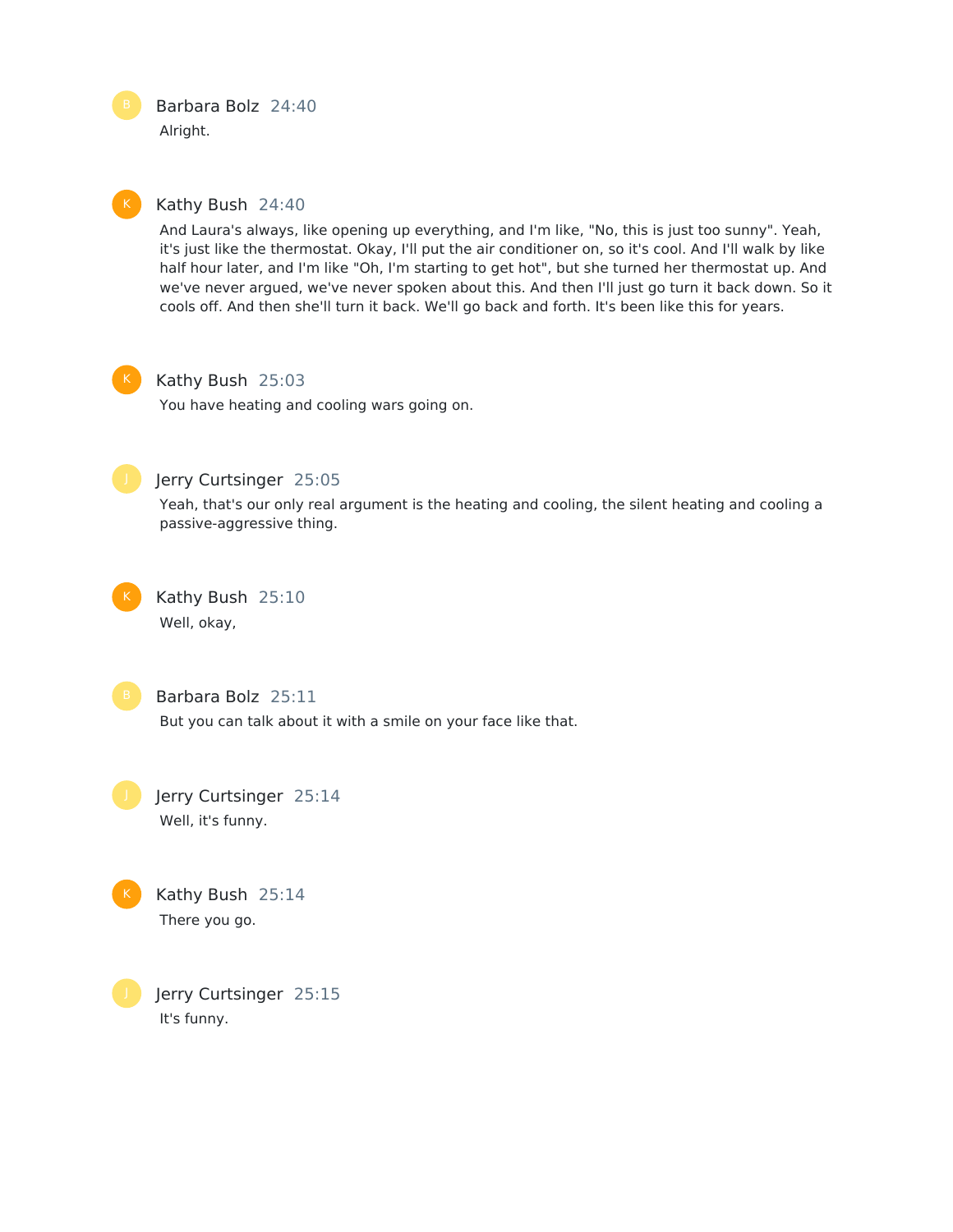Barbara Bolz 24:40

Alright.

Kathy Bush 24:40

And Laura's always, like opening up everything, and I'm like, "No, this is just too sunny". Yeah, it's just like the thermostat. Okay, I'll put the air conditioner on, so it's cool. And I'll walk by like half hour later, and I'm like "Oh, I'm starting to get hot", but she turned her thermostat up. And we've never argued, we've never spoken about this. And then I'll just go turn it back down. So it cools off. And then she'll turn it back. We'll go back and forth. It's been like this for years.

Kathy Bush 25:03

You have heating and cooling wars going on.

Jerry Curtsinger 25:05

Yeah, that's our only real argument is the heating and cooling, the silent heating and cooling a passive-aggressive thing.

Kathy Bush 25:10

Well, okay,

Barbara Bolz 25:11

But you can talk about it with a smile on your face like that.

Jerry Curtsinger 25:14

Well, it's funny.

Kathy Bush 25:14

There you go.

Jerry Curtsinger 25:15

It's funny.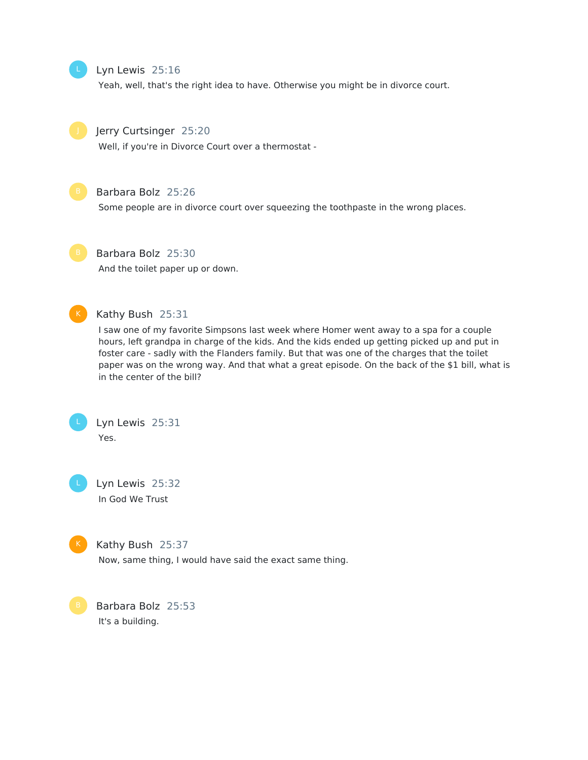**Lyn Lewis** 25:16

Yeah, well, that's the right idea to have. Otherwise you might be in divorce court.

**Jerry Curtsinger** 25:20

Well, if you're in Divorce Court over a thermostat -

**Barbara Bolz** 25:26

Some people are in divorce court over squeezing the toothpaste in the wrong places.

**Barbara Bolz** 25:30

And the toilet paper up or down.

**Kathy Bush** 25:31

I saw one of my favorite Simpsons last week where Homer went away to a spa for a couple hours, left grandpa in charge of the kids. And the kids ended up getting picked up and put in foster care - sadly with the Flanders family. But that was one of the charges that the toilet paper was on the wrong way. And that what a great episode. On the back of the $1 bill, what is in the center of the bill?

**Lyn Lewis** 25:31

Yes.

**Lyn Lewis** 25:32

In God We Trust

**Kathy Bush** 25:37

Now, same thing, I would have said the exact same thing.

**Barbara Bolz** 25:53

It's a building.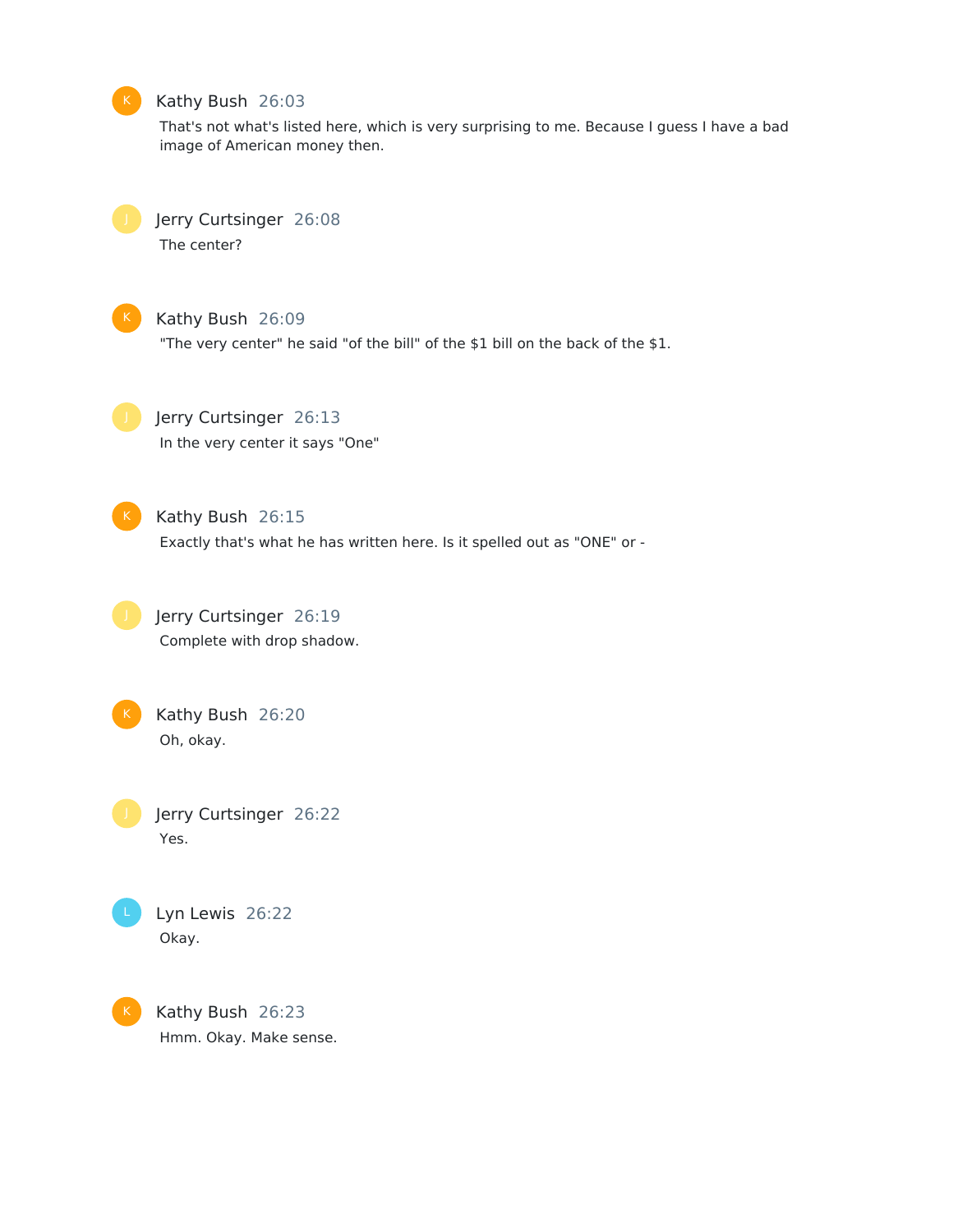**Kathy Bush** 26:03

That's not what's listed here, which is very surprising to me. Because I guess I have a bad image of American money then.

**Jerry Curtsinger** 26:08

The center?

**Kathy Bush** 26:09

"The very center" he said "of the bill" of the $1 bill on the back of the $1.

**Jerry Curtsinger** 26:13

In the very center it says "One"

**Kathy Bush** 26:15

Exactly that's what he has written here. Is it spelled out as "ONE" or -

**Jerry Curtsinger** 26:19

Complete with drop shadow.

**Kathy Bush** 26:20

Oh, okay.

**Jerry Curtsinger** 26:22

Yes.

**Lyn Lewis** 26:22

Okay.

**Kathy Bush** 26:23

Hmm. Okay. Make sense.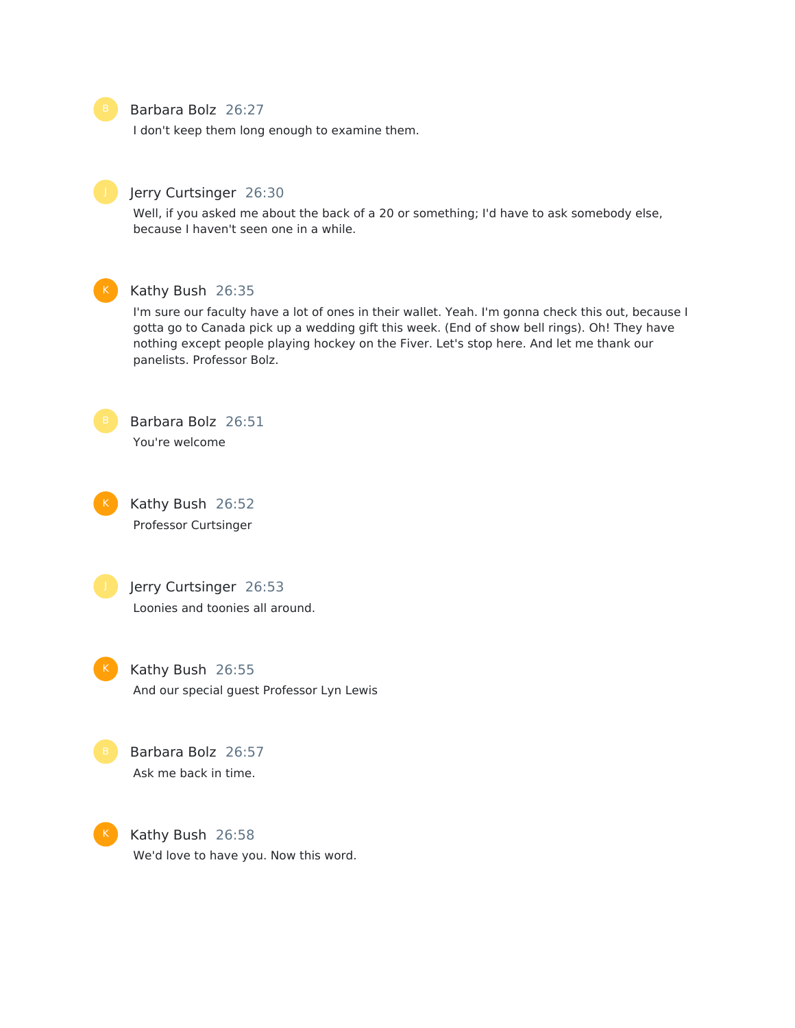**Barbara Bolz** 26:27

I don't keep them long enough to examine them.

**Jerry Curtsinger** 26:30

Well, if you asked me about the back of a 20 or something; I'd have to ask somebody else, because I haven't seen one in a while.

**Kathy Bush** 26:35

I'm sure our faculty have a lot of ones in their wallet. Yeah. I'm gonna check this out, because I gotta go to Canada pick up a wedding gift this week. (End of show bell rings). Oh! They have nothing except people playing hockey on the Fiver. Let's stop here. And let me thank our panelists. Professor Bolz.

**Barbara Bolz** 26:51

You're welcome

**Kathy Bush** 26:52

Professor Curtsinger

**Jerry Curtsinger** 26:53

Loonies and toonies all around.

**Kathy Bush** 26:55

And our special guest Professor Lyn Lewis

**Barbara Bolz** 26:57

Ask me back in time.

**Kathy Bush** 26:58

We'd love to have you. Now this word.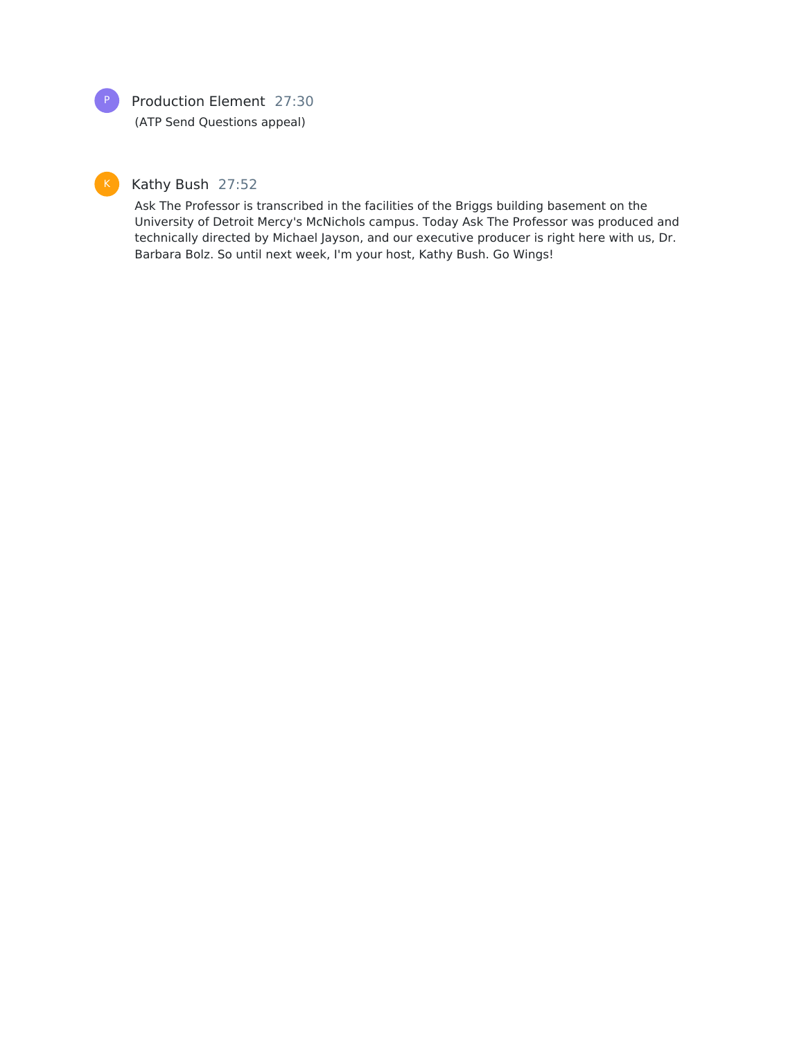Production Element 27:30

(ATP Send Questions appeal)

Kathy Bush 27:52

Ask The Professor is transcribed in the facilities of the Briggs building basement on the University of Detroit Mercy's McNichols campus. Today Ask The Professor was produced and technically directed by Michael Jayson, and our executive producer is right here with us, Dr. Barbara Bolz. So until next week, I'm your host, Kathy Bush. Go Wings!